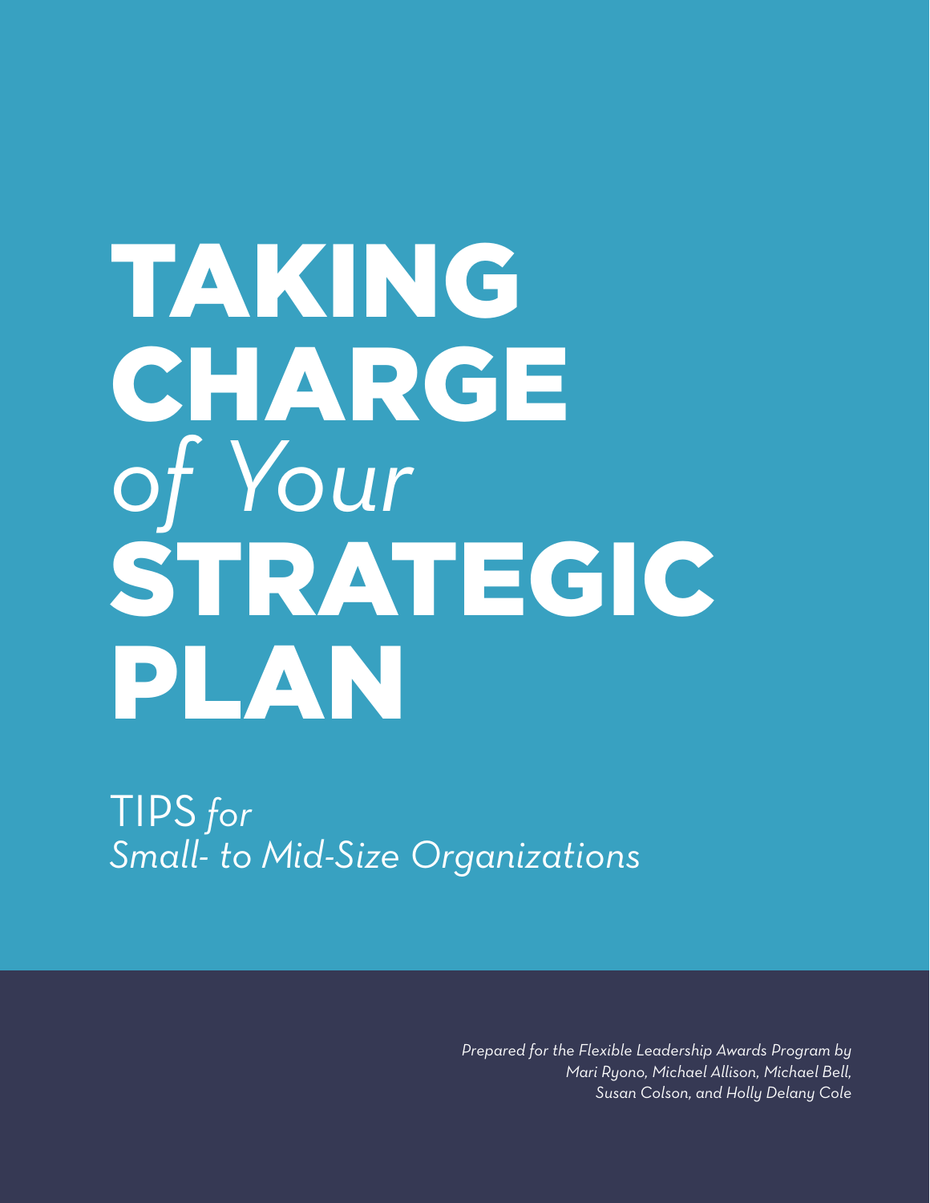# TAKING CHARGE *of Your* STRATEGIC PLAN

## TIPS *for Small- to Mid-Size Organizations*

*Prepared for the Flexible Leadership Awards Program by Mari Ryono, Michael Allison, Michael Bell, Susan Colson, and Holly Delany Cole*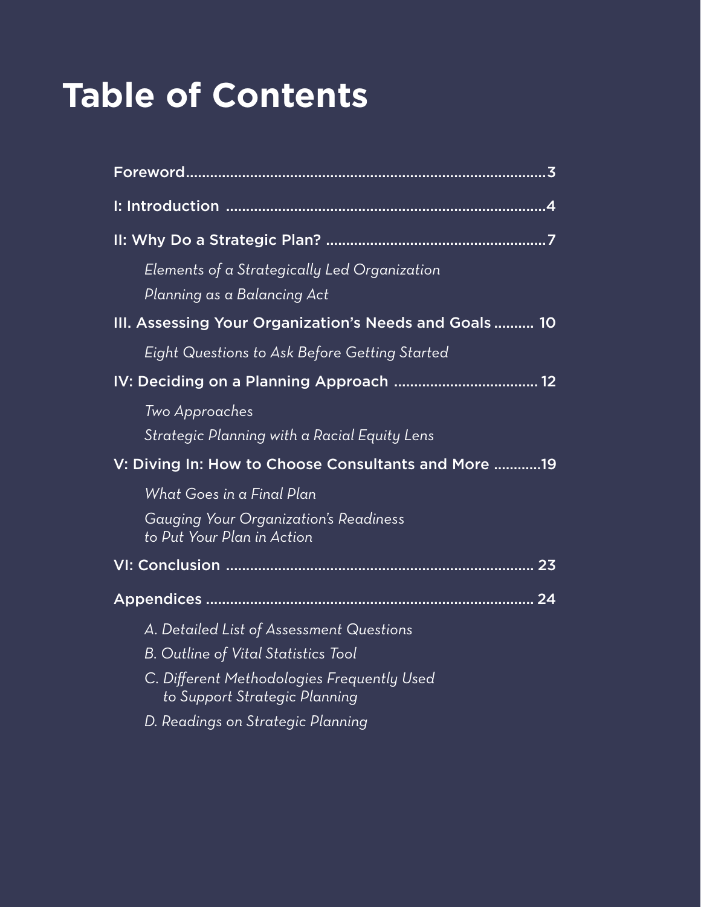# Table of Contents

Foreword .......... 3

I: Introduction .......... 4

II: Why Do a Strategic Plan? .......... 7

- *Elements of a Strategically Led Organization*
- *Planning as a Balancing Act*

III. Assessing Your Organization's Needs and Goals .......... 10

- *Eight Questions to Ask Before Getting Started*

IV: Deciding on a Planning Approach .......... 12

- *Two Approaches*
- *Strategic Planning with a Racial Equity Lens*

V: Diving In: How to Choose Consultants and More .......... 19

- *What Goes in a Final Plan*
- *Gauging Your Organization's Readiness to Put Your Plan in Action*

VI: Conclusion .......... 23

Appendices .......... 24

- *A. Detailed List of Assessment Questions*
- *B. Outline of Vital Statistics Tool*
- *C. Different Methodologies Frequently Used to Support Strategic Planning*
- *D. Readings on Strategic Planning*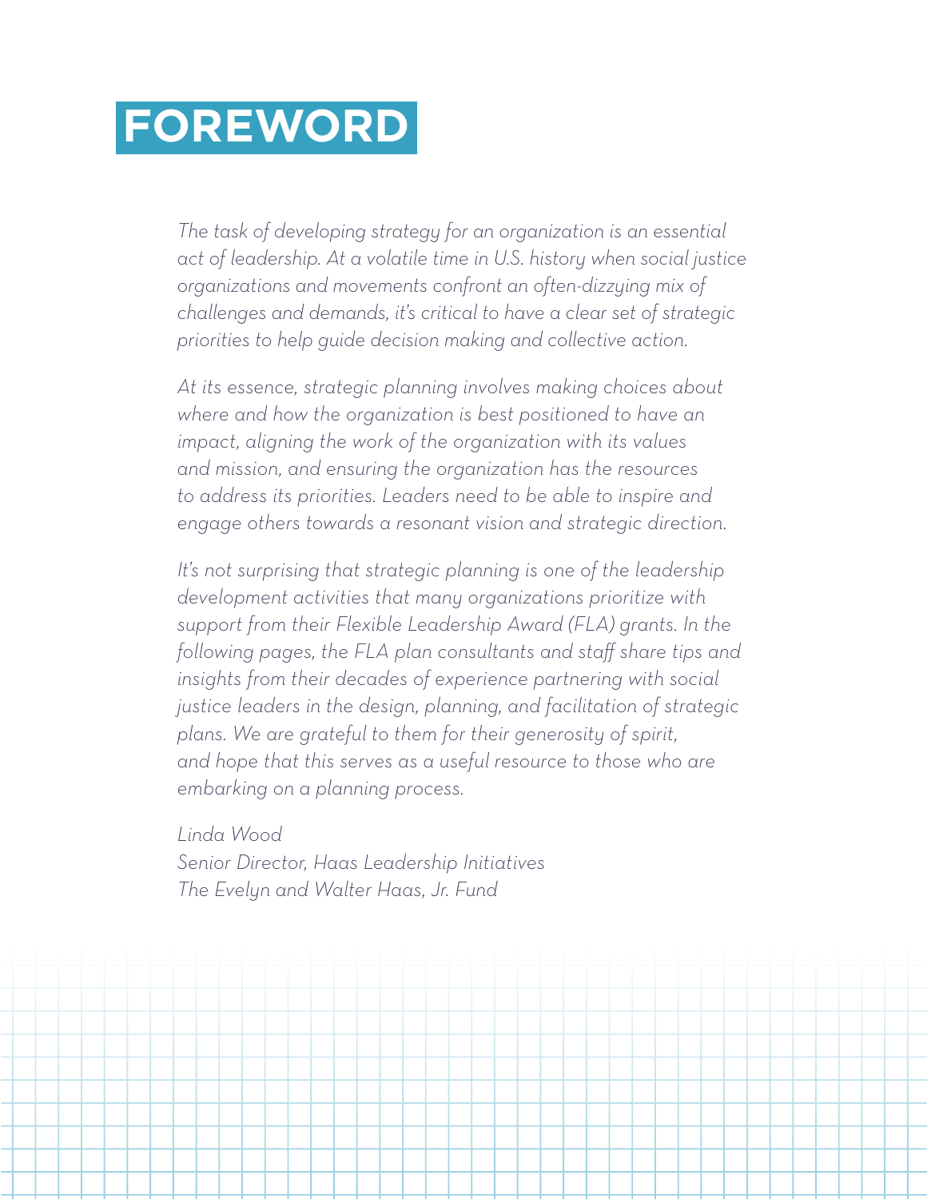# FOREWORD

*The task of developing strategy for an organization is an essential act of leadership. At a volatile time in U.S. history when social justice organizations and movements confront an often-dizzying mix of challenges and demands, it's critical to have a clear set of strategic priorities to help guide decision making and collective action.*

*At its essence, strategic planning involves making choices about where and how the organization is best positioned to have an impact, aligning the work of the organization with its values and mission, and ensuring the organization has the resources to address its priorities. Leaders need to be able to inspire and engage others towards a resonant vision and strategic direction.*

*It's not surprising that strategic planning is one of the leadership development activities that many organizations prioritize with support from their Flexible Leadership Award (FLA) grants. In the following pages, the FLA plan consultants and staff share tips and insights from their decades of experience partnering with social justice leaders in the design, planning, and facilitation of strategic plans. We are grateful to them for their generosity of spirit, and hope that this serves as a useful resource to those who are embarking on a planning process.*

*Linda Wood*
*Senior Director, Haas Leadership Initiatives*
*The Evelyn and Walter Haas, Jr. Fund*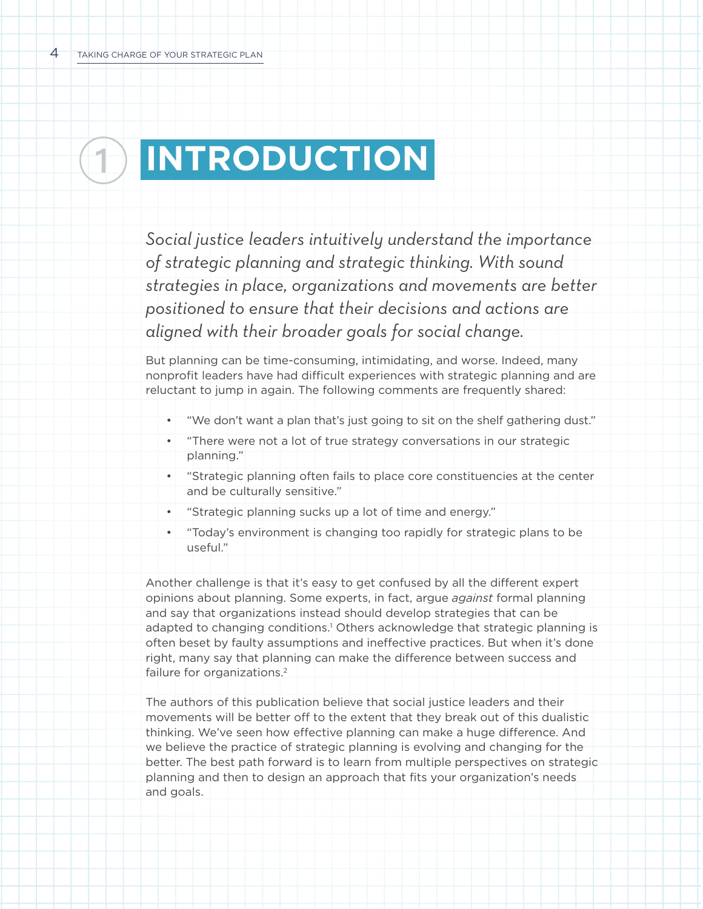# 1 INTRODUCTION

*Social justice leaders intuitively understand the importance of strategic planning and strategic thinking. With sound strategies in place, organizations and movements are better positioned to ensure that their decisions and actions are aligned with their broader goals for social change.*

But planning can be time-consuming, intimidating, and worse. Indeed, many nonprofit leaders have had difficult experiences with strategic planning and are reluctant to jump in again. The following comments are frequently shared:

- "We don't want a plan that's just going to sit on the shelf gathering dust."
- "There were not a lot of true strategy conversations in our strategic planning."
- "Strategic planning often fails to place core constituencies at the center and be culturally sensitive."
- "Strategic planning sucks up a lot of time and energy."
- "Today's environment is changing too rapidly for strategic plans to be useful."

Another challenge is that it's easy to get confused by all the different expert opinions about planning. Some experts, in fact, argue *against* formal planning and say that organizations instead should develop strategies that can be adapted to changing conditions.[1] Others acknowledge that strategic planning is often beset by faulty assumptions and ineffective practices. But when it's done right, many say that planning can make the difference between success and failure for organizations.[2]

The authors of this publication believe that social justice leaders and their movements will be better off to the extent that they break out of this dualistic thinking. We've seen how effective planning can make a huge difference. And we believe the practice of strategic planning is evolving and changing for the better. The best path forward is to learn from multiple perspectives on strategic planning and then to design an approach that fits your organization's needs and goals.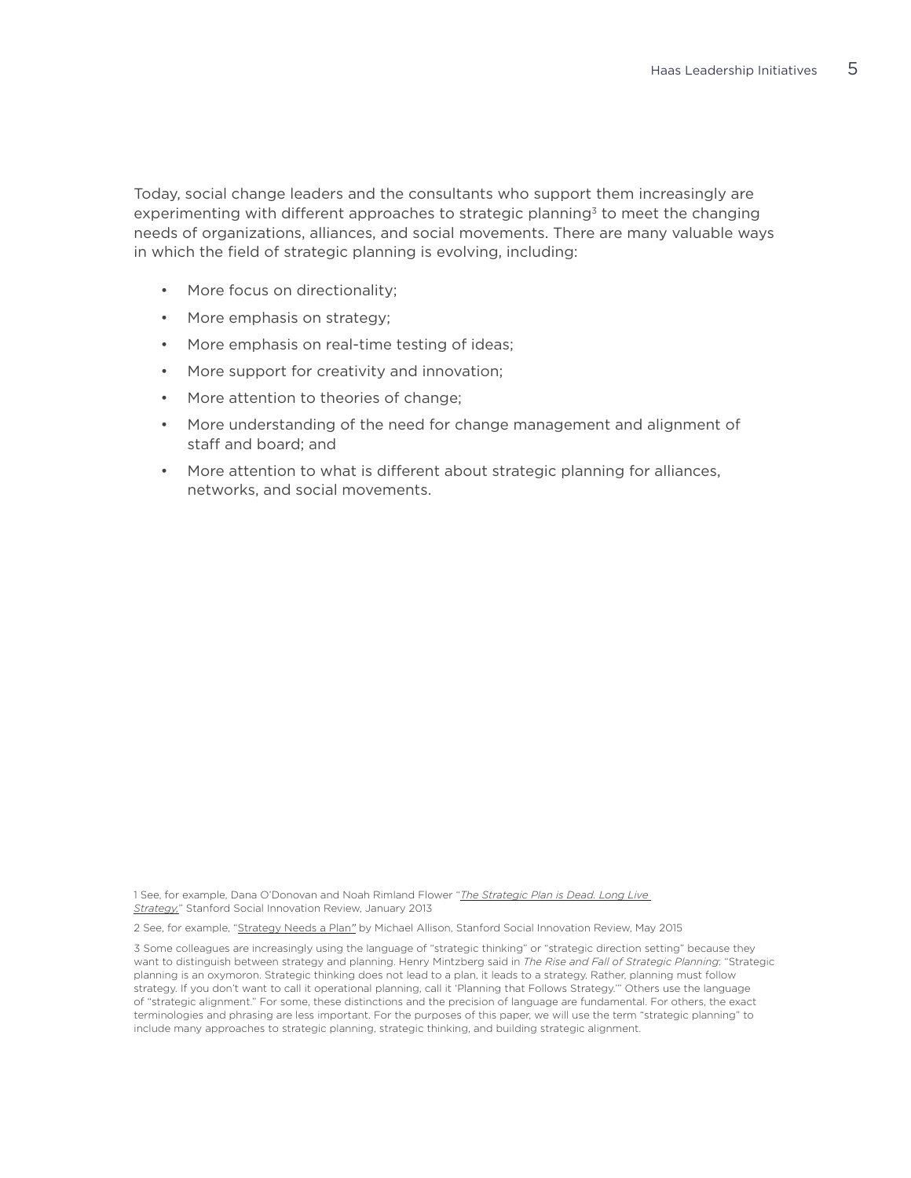Today, social change leaders and the consultants who support them increasingly are experimenting with different approaches to strategic planning[3] to meet the changing needs of organizations, alliances, and social movements. There are many valuable ways in which the field of strategic planning is evolving, including:

- More focus on directionality;
- More emphasis on strategy;
- More emphasis on real-time testing of ideas;
- More support for creativity and innovation;
- More attention to theories of change;
- More understanding of the need for change management and alignment of staff and board; and
- More attention to what is different about strategic planning for alliances, networks, and social movements.

1 See, for example, Dana O'Donovan and Noah Rimland Flower "*The Strategic Plan is Dead. Long Live Strategy.*" Stanford Social Innovation Review, January 2013

2 See, for example, "Strategy Needs a Plan" by Michael Allison, Stanford Social Innovation Review, May 2015

3 Some colleagues are increasingly using the language of "strategic thinking" or "strategic direction setting" because they want to distinguish between strategy and planning. Henry Mintzberg said in *The Rise and Fall of Strategic Planning*: "Strategic planning is an oxymoron. Strategic thinking does not lead to a plan, it leads to a strategy. Rather, planning must follow strategy. If you don't want to call it operational planning, call it 'Planning that Follows Strategy.'" Others use the language of "strategic alignment." For some, these distinctions and the precision of language are fundamental. For others, the exact terminologies and phrasing are less important. For the purposes of this paper, we will use the term "strategic planning" to include many approaches to strategic planning, strategic thinking, and building strategic alignment.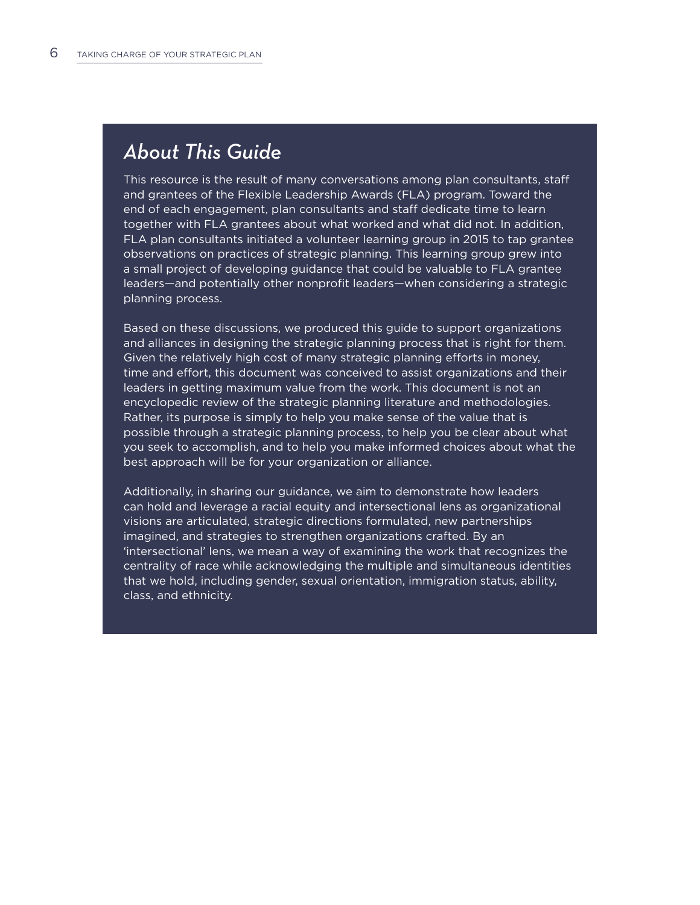## *About This Guide*

This resource is the result of many conversations among plan consultants, staff and grantees of the Flexible Leadership Awards (FLA) program. Toward the end of each engagement, plan consultants and staff dedicate time to learn together with FLA grantees about what worked and what did not. In addition, FLA plan consultants initiated a volunteer learning group in 2015 to tap grantee observations on practices of strategic planning. This learning group grew into a small project of developing guidance that could be valuable to FLA grantee leaders—and potentially other nonprofit leaders—when considering a strategic planning process.

Based on these discussions, we produced this guide to support organizations and alliances in designing the strategic planning process that is right for them. Given the relatively high cost of many strategic planning efforts in money, time and effort, this document was conceived to assist organizations and their leaders in getting maximum value from the work. This document is not an encyclopedic review of the strategic planning literature and methodologies. Rather, its purpose is simply to help you make sense of the value that is possible through a strategic planning process, to help you be clear about what you seek to accomplish, and to help you make informed choices about what the best approach will be for your organization or alliance.

Additionally, in sharing our guidance, we aim to demonstrate how leaders can hold and leverage a racial equity and intersectional lens as organizational visions are articulated, strategic directions formulated, new partnerships imagined, and strategies to strengthen organizations crafted. By an 'intersectional' lens, we mean a way of examining the work that recognizes the centrality of race while acknowledging the multiple and simultaneous identities that we hold, including gender, sexual orientation, immigration status, ability, class, and ethnicity.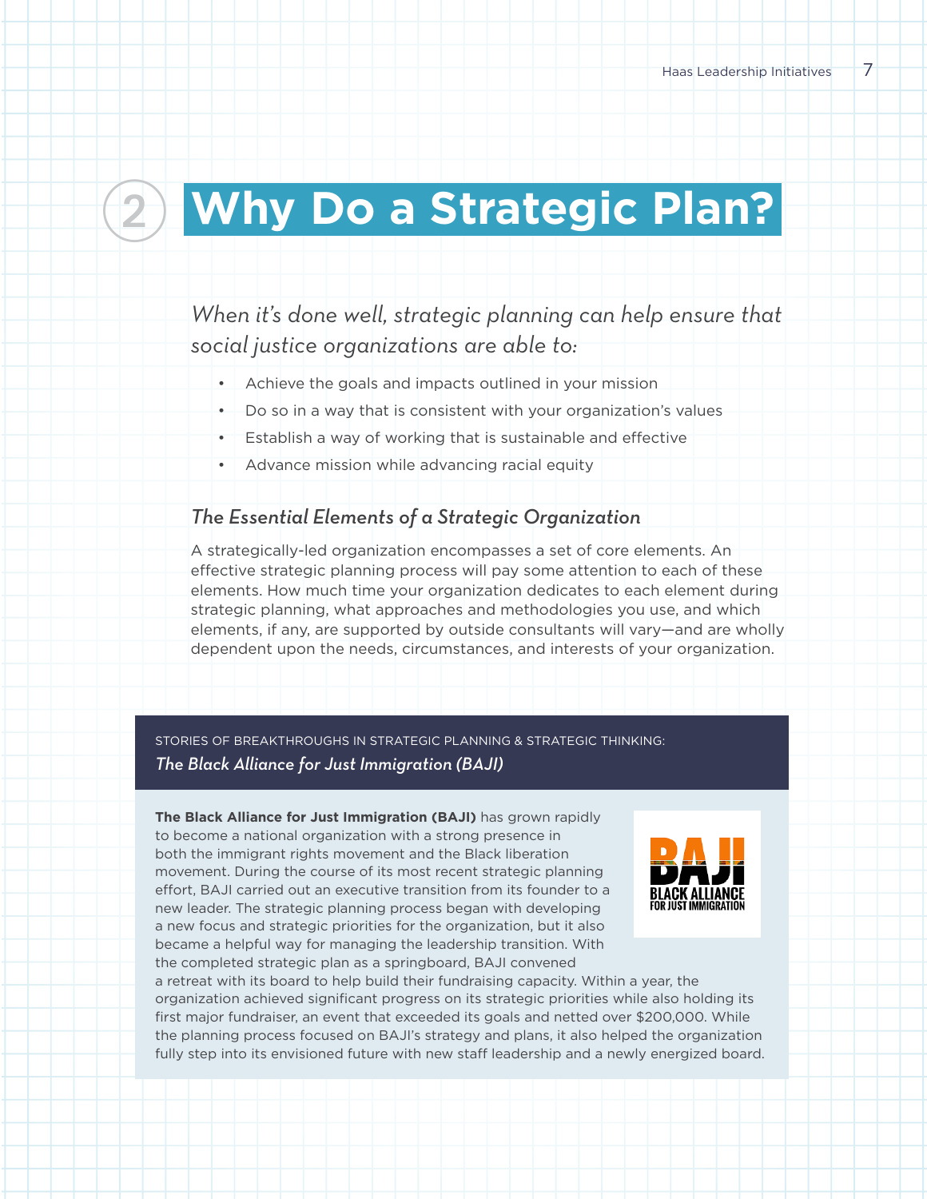# 2 Why Do a Strategic Plan?

*When it's done well, strategic planning can help ensure that social justice organizations are able to:*

- Achieve the goals and impacts outlined in your mission
- Do so in a way that is consistent with your organization's values
- Establish a way of working that is sustainable and effective
- Advance mission while advancing racial equity

## *The Essential Elements of a Strategic Organization*

A strategically-led organization encompasses a set of core elements. An effective strategic planning process will pay some attention to each of these elements. How much time your organization dedicates to each element during strategic planning, what approaches and methodologies you use, and which elements, if any, are supported by outside consultants will vary—and are wholly dependent upon the needs, circumstances, and interests of your organization.

STORIES OF BREAKTHROUGHS IN STRATEGIC PLANNING & STRATEGIC THINKING:
*The Black Alliance for Just Immigration (BAJI)*

**The Black Alliance for Just Immigration (BAJI)** has grown rapidly to become a national organization with a strong presence in both the immigrant rights movement and the Black liberation movement. During the course of its most recent strategic planning effort, BAJI carried out an executive transition from its founder to a new leader. The strategic planning process began with developing a new focus and strategic priorities for the organization, but it also became a helpful way for managing the leadership transition. With the completed strategic plan as a springboard, BAJI convened a retreat with its board to help build their fundraising capacity. Within a year, the organization achieved significant progress on its strategic priorities while also holding its first major fundraiser, an event that exceeded its goals and netted over $200,000. While the planning process focused on BAJI's strategy and plans, it also helped the organization fully step into its envisioned future with new staff leadership and a newly energized board.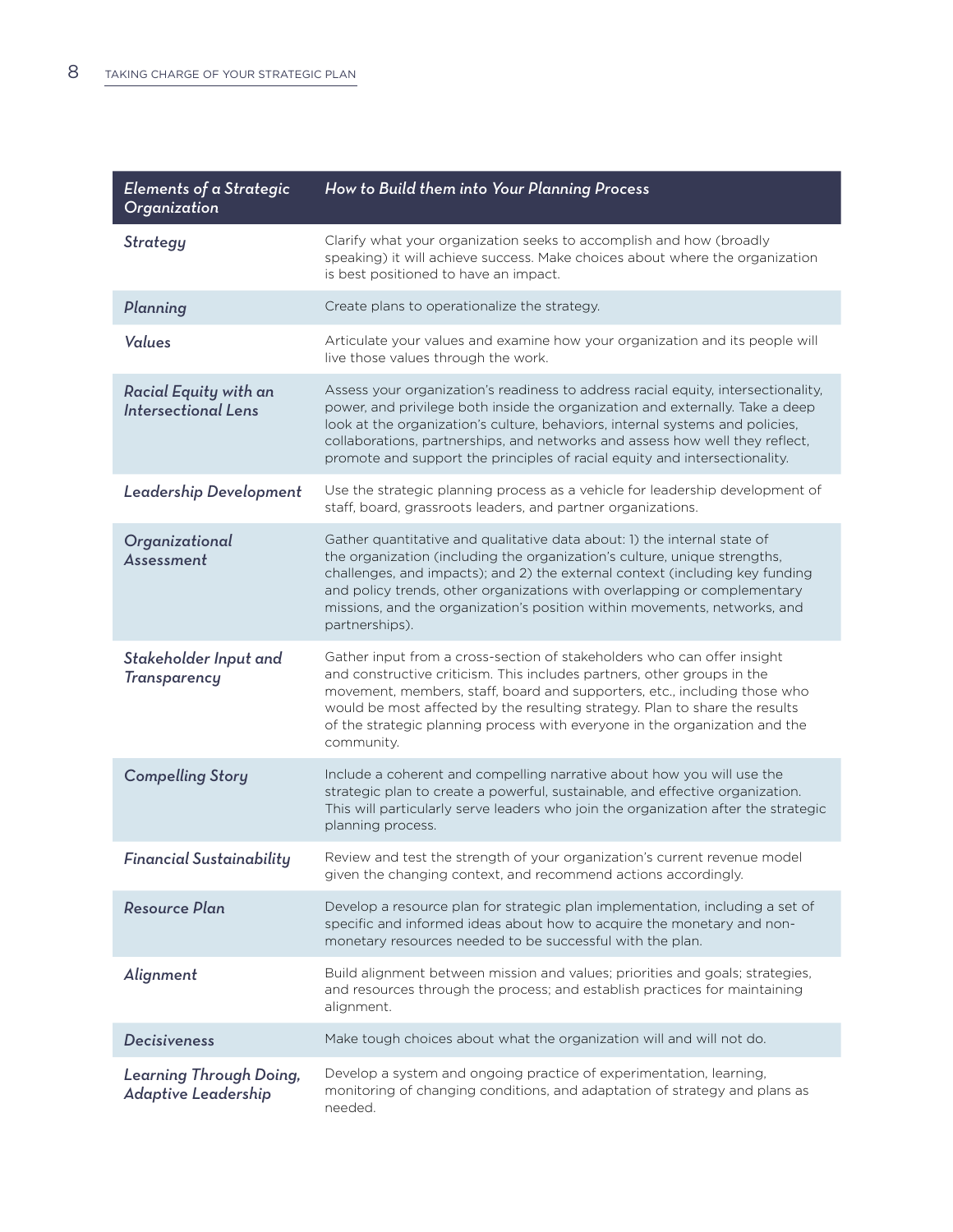| *Elements of a Strategic Organization* | *How to Build them into Your Planning Process* |
|---|---|
| *Strategy* | Clarify what your organization seeks to accomplish and how (broadly speaking) it will achieve success. Make choices about where the organization is best positioned to have an impact. |
| *Planning* | Create plans to operationalize the strategy. |
| *Values* | Articulate your values and examine how your organization and its people will live those values through the work. |
| *Racial Equity with an Intersectional Lens* | Assess your organization's readiness to address racial equity, intersectionality, power, and privilege both inside the organization and externally. Take a deep look at the organization's culture, behaviors, internal systems and policies, collaborations, partnerships, and networks and assess how well they reflect, promote and support the principles of racial equity and intersectionality. |
| *Leadership Development* | Use the strategic planning process as a vehicle for leadership development of staff, board, grassroots leaders, and partner organizations. |
| *Organizational Assessment* | Gather quantitative and qualitative data about: 1) the internal state of the organization (including the organization's culture, unique strengths, challenges, and impacts); and 2) the external context (including key funding and policy trends, other organizations with overlapping or complementary missions, and the organization's position within movements, networks, and partnerships). |
| *Stakeholder Input and Transparency* | Gather input from a cross-section of stakeholders who can offer insight and constructive criticism. This includes partners, other groups in the movement, members, staff, board and supporters, etc., including those who would be most affected by the resulting strategy. Plan to share the results of the strategic planning process with everyone in the organization and the community. |
| *Compelling Story* | Include a coherent and compelling narrative about how you will use the strategic plan to create a powerful, sustainable, and effective organization. This will particularly serve leaders who join the organization after the strategic planning process. |
| *Financial Sustainability* | Review and test the strength of your organization's current revenue model given the changing context, and recommend actions accordingly. |
| *Resource Plan* | Develop a resource plan for strategic plan implementation, including a set of specific and informed ideas about how to acquire the monetary and non-monetary resources needed to be successful with the plan. |
| *Alignment* | Build alignment between mission and values; priorities and goals; strategies, and resources through the process; and establish practices for maintaining alignment. |
| *Decisiveness* | Make tough choices about what the organization will and will not do. |
| *Learning Through Doing, Adaptive Leadership* | Develop a system and ongoing practice of experimentation, learning, monitoring of changing conditions, and adaptation of strategy and plans as needed. |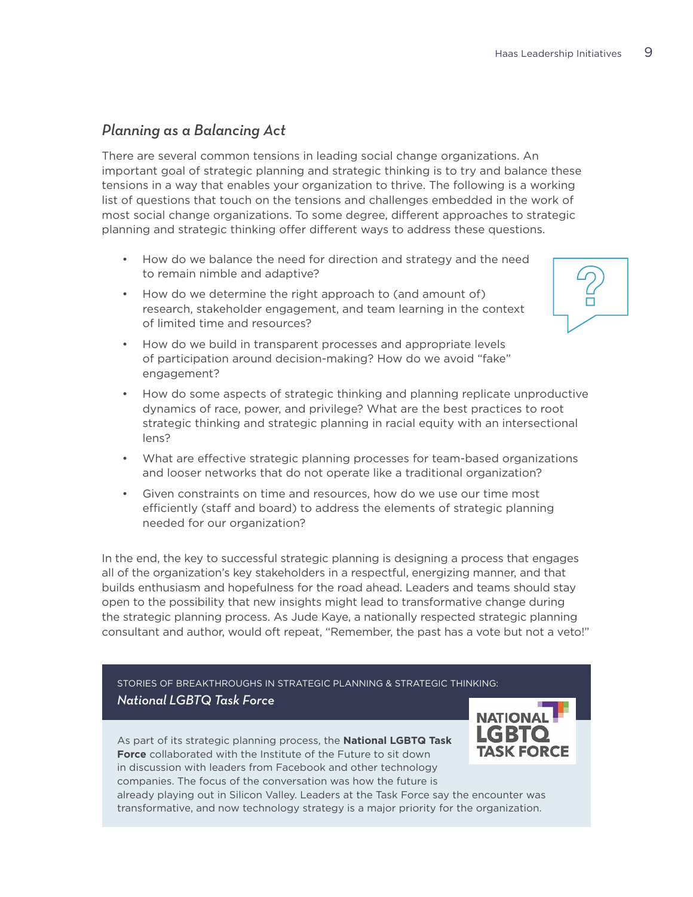## *Planning as a Balancing Act*

There are several common tensions in leading social change organizations. An important goal of strategic planning and strategic thinking is to try and balance these tensions in a way that enables your organization to thrive. The following is a working list of questions that touch on the tensions and challenges embedded in the work of most social change organizations. To some degree, different approaches to strategic planning and strategic thinking offer different ways to address these questions.

- How do we balance the need for direction and strategy and the need to remain nimble and adaptive?
- How do we determine the right approach to (and amount of) research, stakeholder engagement, and team learning in the context of limited time and resources?
- How do we build in transparent processes and appropriate levels of participation around decision-making? How do we avoid "fake" engagement?
- How do some aspects of strategic thinking and planning replicate unproductive dynamics of race, power, and privilege? What are the best practices to root strategic thinking and strategic planning in racial equity with an intersectional lens?
- What are effective strategic planning processes for team-based organizations and looser networks that do not operate like a traditional organization?
- Given constraints on time and resources, how do we use our time most efficiently (staff and board) to address the elements of strategic planning needed for our organization?

In the end, the key to successful strategic planning is designing a process that engages all of the organization's key stakeholders in a respectful, energizing manner, and that builds enthusiasm and hopefulness for the road ahead. Leaders and teams should stay open to the possibility that new insights might lead to transformative change during the strategic planning process. As Jude Kaye, a nationally respected strategic planning consultant and author, would oft repeat, "Remember, the past has a vote but not a veto!"

STORIES OF BREAKTHROUGHS IN STRATEGIC PLANNING & STRATEGIC THINKING:

### *National LGBTQ Task Force*

As part of its strategic planning process, the **National LGBTQ Task Force** collaborated with the Institute of the Future to sit down in discussion with leaders from Facebook and other technology companies. The focus of the conversation was how the future is already playing out in Silicon Valley. Leaders at the Task Force say the encounter was transformative, and now technology strategy is a major priority for the organization.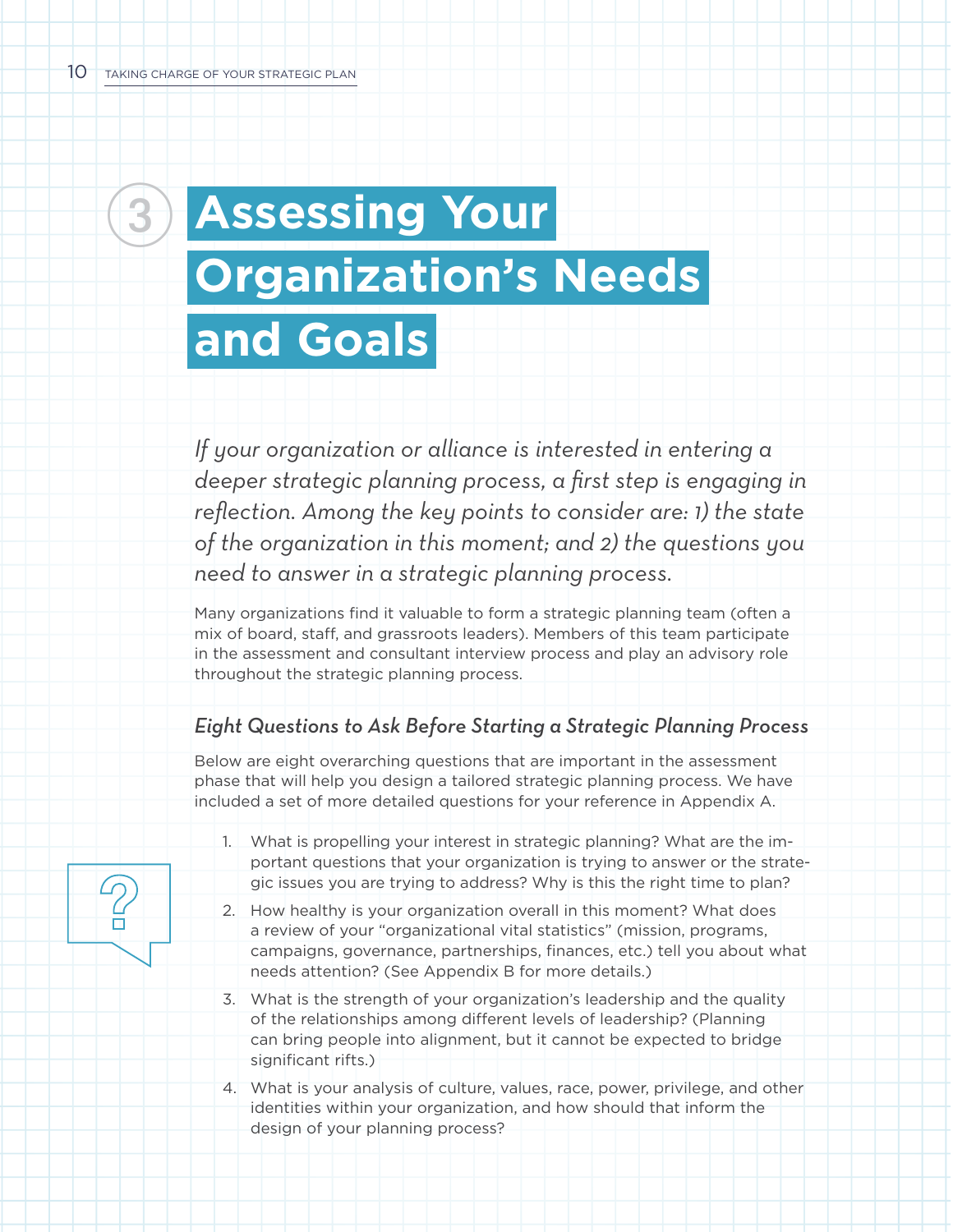# 3 Assessing Your Organization's Needs and Goals

*If your organization or alliance is interested in entering a deeper strategic planning process, a first step is engaging in reflection. Among the key points to consider are: 1) the state of the organization in this moment; and 2) the questions you need to answer in a strategic planning process.*

Many organizations find it valuable to form a strategic planning team (often a mix of board, staff, and grassroots leaders). Members of this team participate in the assessment and consultant interview process and play an advisory role throughout the strategic planning process.

### *Eight Questions to Ask Before Starting a Strategic Planning Process*

Below are eight overarching questions that are important in the assessment phase that will help you design a tailored strategic planning process. We have included a set of more detailed questions for your reference in Appendix A.

1. What is propelling your interest in strategic planning? What are the important questions that your organization is trying to answer or the strategic issues you are trying to address? Why is this the right time to plan?
2. How healthy is your organization overall in this moment? What does a review of your "organizational vital statistics" (mission, programs, campaigns, governance, partnerships, finances, etc.) tell you about what needs attention? (See Appendix B for more details.)
3. What is the strength of your organization's leadership and the quality of the relationships among different levels of leadership? (Planning can bring people into alignment, but it cannot be expected to bridge significant rifts.)
4. What is your analysis of culture, values, race, power, privilege, and other identities within your organization, and how should that inform the design of your planning process?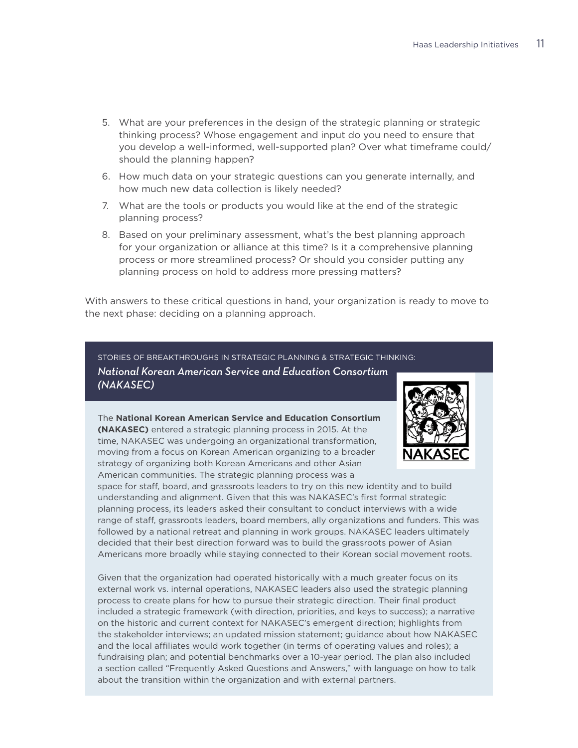5. What are your preferences in the design of the strategic planning or strategic thinking process? Whose engagement and input do you need to ensure that you develop a well-informed, well-supported plan? Over what timeframe could/should the planning happen?
6. How much data on your strategic questions can you generate internally, and how much new data collection is likely needed?
7. What are the tools or products you would like at the end of the strategic planning process?
8. Based on your preliminary assessment, what's the best planning approach for your organization or alliance at this time? Is it a comprehensive planning process or more streamlined process? Or should you consider putting any planning process on hold to address more pressing matters?

With answers to these critical questions in hand, your organization is ready to move to the next phase: deciding on a planning approach.

STORIES OF BREAKTHROUGHS IN STRATEGIC PLANNING & STRATEGIC THINKING:

### *National Korean American Service and Education Consortium (NAKASEC)*

The **National Korean American Service and Education Consortium (NAKASEC)** entered a strategic planning process in 2015. At the time, NAKASEC was undergoing an organizational transformation, moving from a focus on Korean American organizing to a broader strategy of organizing both Korean Americans and other Asian American communities. The strategic planning process was a space for staff, board, and grassroots leaders to try on this new identity and to build understanding and alignment. Given that this was NAKASEC's first formal strategic planning process, its leaders asked their consultant to conduct interviews with a wide range of staff, grassroots leaders, board members, ally organizations and funders. This was followed by a national retreat and planning in work groups. NAKASEC leaders ultimately decided that their best direction forward was to build the grassroots power of Asian Americans more broadly while staying connected to their Korean social movement roots.

Given that the organization had operated historically with a much greater focus on its external work vs. internal operations, NAKASEC leaders also used the strategic planning process to create plans for how to pursue their strategic direction. Their final product included a strategic framework (with direction, priorities, and keys to success); a narrative on the historic and current context for NAKASEC's emergent direction; highlights from the stakeholder interviews; an updated mission statement; guidance about how NAKASEC and the local affiliates would work together (in terms of operating values and roles); a fundraising plan; and potential benchmarks over a 10-year period. The plan also included a section called "Frequently Asked Questions and Answers," with language on how to talk about the transition within the organization and with external partners.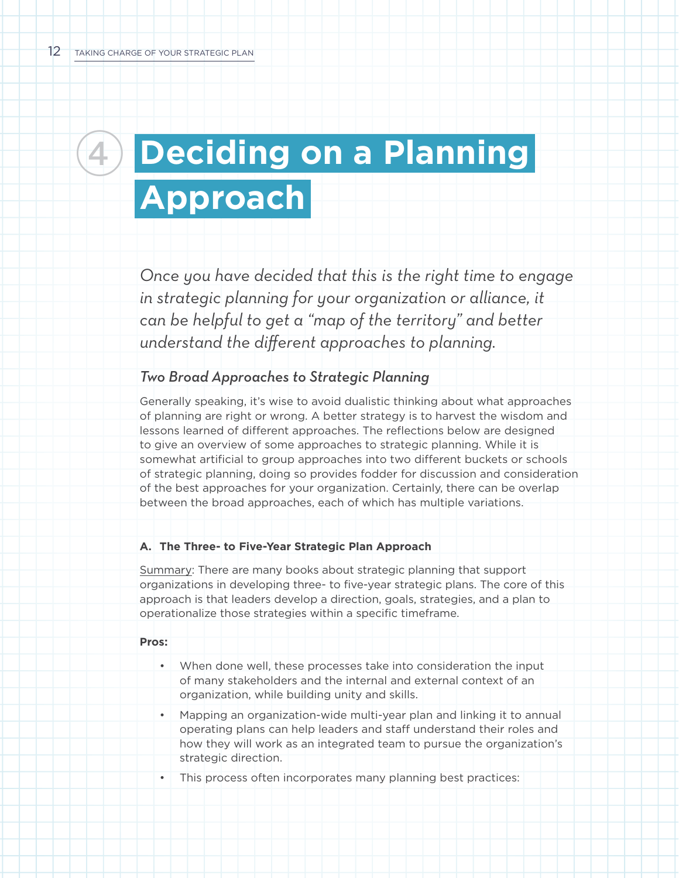# 4 Deciding on a Planning Approach

*Once you have decided that this is the right time to engage in strategic planning for your organization or alliance, it can be helpful to get a "map of the territory" and better understand the different approaches to planning.*

### *Two Broad Approaches to Strategic Planning*

Generally speaking, it's wise to avoid dualistic thinking about what approaches of planning are right or wrong. A better strategy is to harvest the wisdom and lessons learned of different approaches. The reflections below are designed to give an overview of some approaches to strategic planning. While it is somewhat artificial to group approaches into two different buckets or schools of strategic planning, doing so provides fodder for discussion and consideration of the best approaches for your organization. Certainly, there can be overlap between the broad approaches, each of which has multiple variations.

**A. The Three- to Five-Year Strategic Plan Approach**

Summary: There are many books about strategic planning that support organizations in developing three- to five-year strategic plans. The core of this approach is that leaders develop a direction, goals, strategies, and a plan to operationalize those strategies within a specific timeframe.

**Pros:**

- When done well, these processes take into consideration the input of many stakeholders and the internal and external context of an organization, while building unity and skills.
- Mapping an organization-wide multi-year plan and linking it to annual operating plans can help leaders and staff understand their roles and how they will work as an integrated team to pursue the organization's strategic direction.
- This process often incorporates many planning best practices: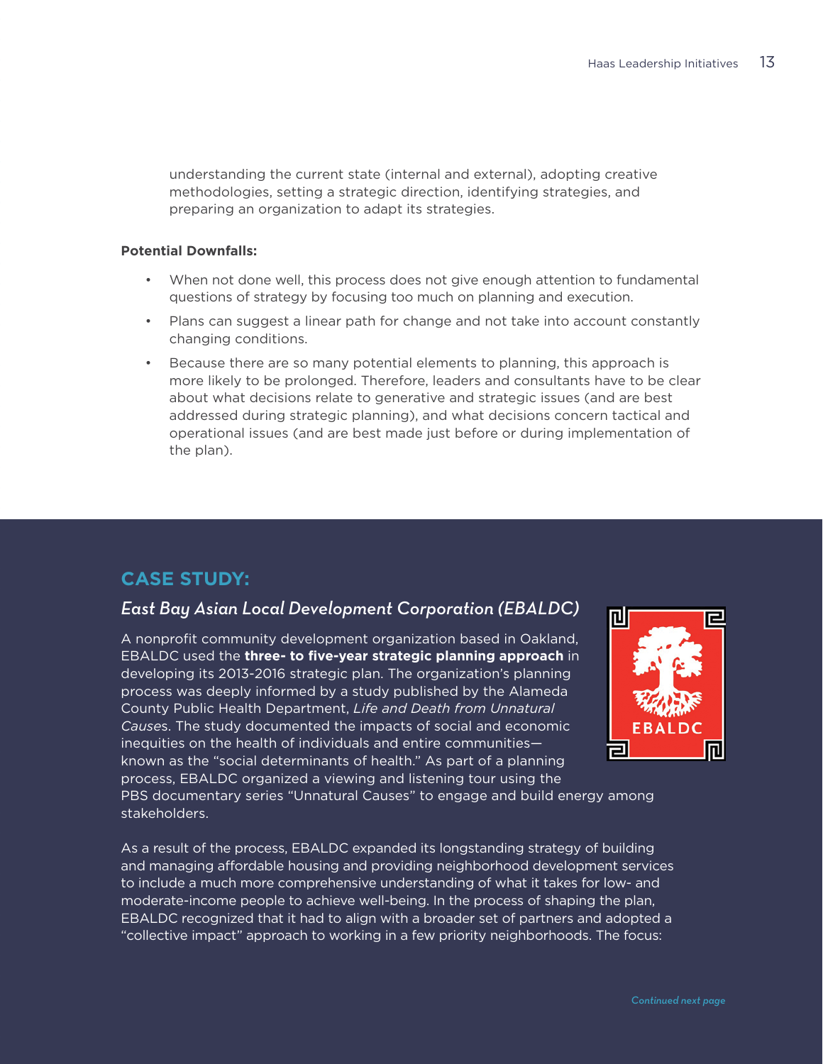understanding the current state (internal and external), adopting creative methodologies, setting a strategic direction, identifying strategies, and preparing an organization to adapt its strategies.

**Potential Downfalls:**

- When not done well, this process does not give enough attention to fundamental questions of strategy by focusing too much on planning and execution.
- Plans can suggest a linear path for change and not take into account constantly changing conditions.
- Because there are so many potential elements to planning, this approach is more likely to be prolonged. Therefore, leaders and consultants have to be clear about what decisions relate to generative and strategic issues (and are best addressed during strategic planning), and what decisions concern tactical and operational issues (and are best made just before or during implementation of the plan).

## CASE STUDY:

### *East Bay Asian Local Development Corporation (EBALDC)*

A nonprofit community development organization based in Oakland, EBALDC used the **three- to five-year strategic planning approach** in developing its 2013-2016 strategic plan. The organization's planning process was deeply informed by a study published by the Alameda County Public Health Department, *Life and Death from Unnatural Causes*. The study documented the impacts of social and economic inequities on the health of individuals and entire communities—known as the "social determinants of health." As part of a planning process, EBALDC organized a viewing and listening tour using the PBS documentary series "Unnatural Causes" to engage and build energy among stakeholders.

As a result of the process, EBALDC expanded its longstanding strategy of building and managing affordable housing and providing neighborhood development services to include a much more comprehensive understanding of what it takes for low- and moderate-income people to achieve well-being. In the process of shaping the plan, EBALDC recognized that it had to align with a broader set of partners and adopted a "collective impact" approach to working in a few priority neighborhoods. The focus:

*Continued next page*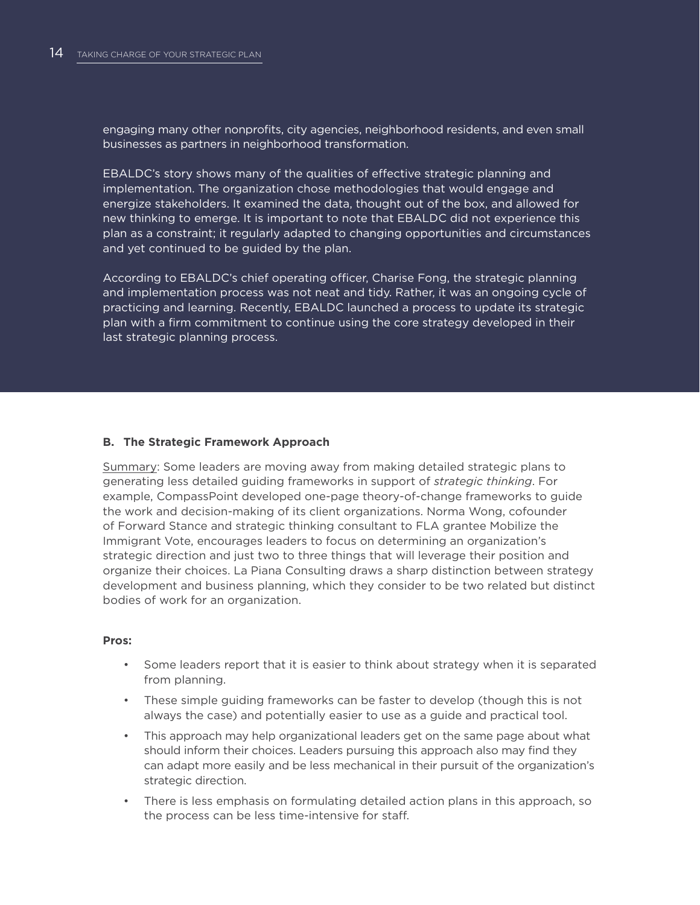engaging many other nonprofits, city agencies, neighborhood residents, and even small businesses as partners in neighborhood transformation.

EBALDC's story shows many of the qualities of effective strategic planning and implementation. The organization chose methodologies that would engage and energize stakeholders. It examined the data, thought out of the box, and allowed for new thinking to emerge. It is important to note that EBALDC did not experience this plan as a constraint; it regularly adapted to changing opportunities and circumstances and yet continued to be guided by the plan.

According to EBALDC's chief operating officer, Charise Fong, the strategic planning and implementation process was not neat and tidy. Rather, it was an ongoing cycle of practicing and learning. Recently, EBALDC launched a process to update its strategic plan with a firm commitment to continue using the core strategy developed in their last strategic planning process.

#### B. The Strategic Framework Approach

<u>Summary</u>: Some leaders are moving away from making detailed strategic plans to generating less detailed guiding frameworks in support of *strategic thinking*. For example, CompassPoint developed one-page theory-of-change frameworks to guide the work and decision-making of its client organizations. Norma Wong, cofounder of Forward Stance and strategic thinking consultant to FLA grantee Mobilize the Immigrant Vote, encourages leaders to focus on determining an organization's strategic direction and just two to three things that will leverage their position and organize their choices. La Piana Consulting draws a sharp distinction between strategy development and business planning, which they consider to be two related but distinct bodies of work for an organization.

**Pros:**

- Some leaders report that it is easier to think about strategy when it is separated from planning.
- These simple guiding frameworks can be faster to develop (though this is not always the case) and potentially easier to use as a guide and practical tool.
- This approach may help organizational leaders get on the same page about what should inform their choices. Leaders pursuing this approach also may find they can adapt more easily and be less mechanical in their pursuit of the organization's strategic direction.
- There is less emphasis on formulating detailed action plans in this approach, so the process can be less time-intensive for staff.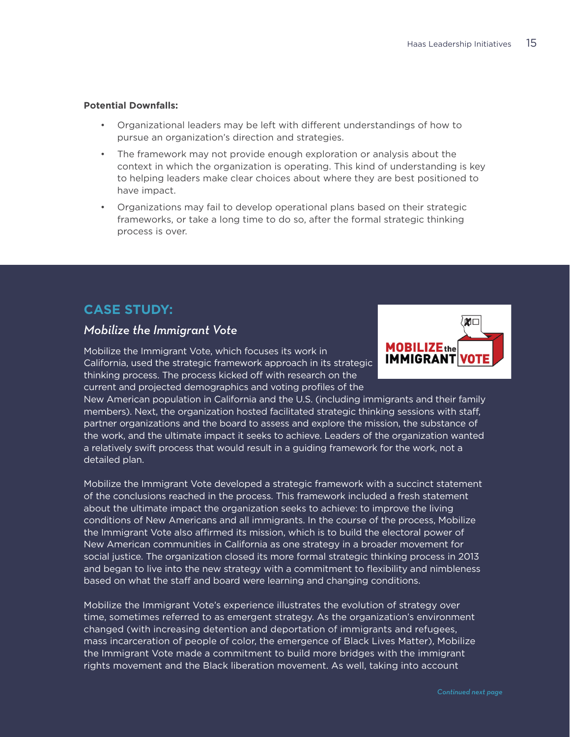**Potential Downfalls:**

- Organizational leaders may be left with different understandings of how to pursue an organization's direction and strategies.
- The framework may not provide enough exploration or analysis about the context in which the organization is operating. This kind of understanding is key to helping leaders make clear choices about where they are best positioned to have impact.
- Organizations may fail to develop operational plans based on their strategic frameworks, or take a long time to do so, after the formal strategic thinking process is over.

## CASE STUDY:

### *Mobilize the Immigrant Vote*

Mobilize the Immigrant Vote, which focuses its work in California, used the strategic framework approach in its strategic thinking process. The process kicked off with research on the current and projected demographics and voting profiles of the New American population in California and the U.S. (including immigrants and their family members). Next, the organization hosted facilitated strategic thinking sessions with staff, partner organizations and the board to assess and explore the mission, the substance of the work, and the ultimate impact it seeks to achieve. Leaders of the organization wanted a relatively swift process that would result in a guiding framework for the work, not a detailed plan.

Mobilize the Immigrant Vote developed a strategic framework with a succinct statement of the conclusions reached in the process. This framework included a fresh statement about the ultimate impact the organization seeks to achieve: to improve the living conditions of New Americans and all immigrants. In the course of the process, Mobilize the Immigrant Vote also affirmed its mission, which is to build the electoral power of New American communities in California as one strategy in a broader movement for social justice. The organization closed its more formal strategic thinking process in 2013 and began to live into the new strategy with a commitment to flexibility and nimbleness based on what the staff and board were learning and changing conditions.

Mobilize the Immigrant Vote's experience illustrates the evolution of strategy over time, sometimes referred to as emergent strategy. As the organization's environment changed (with increasing detention and deportation of immigrants and refugees, mass incarceration of people of color, the emergence of Black Lives Matter), Mobilize the Immigrant Vote made a commitment to build more bridges with the immigrant rights movement and the Black liberation movement. As well, taking into account

*Continued next page*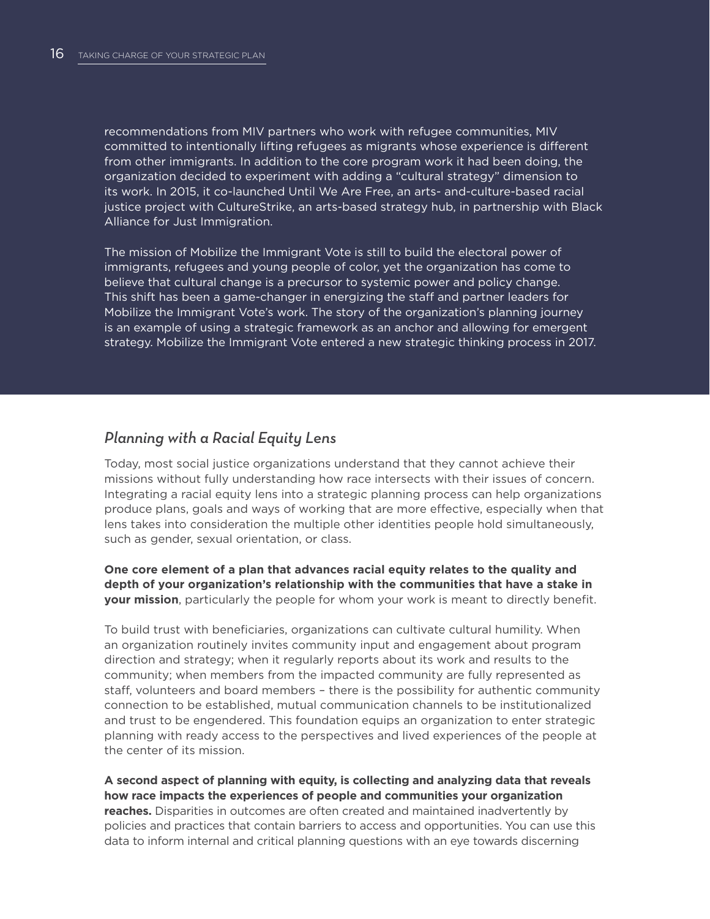recommendations from MIV partners who work with refugee communities, MIV committed to intentionally lifting refugees as migrants whose experience is different from other immigrants. In addition to the core program work it had been doing, the organization decided to experiment with adding a "cultural strategy" dimension to its work. In 2015, it co-launched Until We Are Free, an arts- and-culture-based racial justice project with CultureStrike, an arts-based strategy hub, in partnership with Black Alliance for Just Immigration.

The mission of Mobilize the Immigrant Vote is still to build the electoral power of immigrants, refugees and young people of color, yet the organization has come to believe that cultural change is a precursor to systemic power and policy change. This shift has been a game-changer in energizing the staff and partner leaders for Mobilize the Immigrant Vote's work. The story of the organization's planning journey is an example of using a strategic framework as an anchor and allowing for emergent strategy. Mobilize the Immigrant Vote entered a new strategic thinking process in 2017.

## *Planning with a Racial Equity Lens*

Today, most social justice organizations understand that they cannot achieve their missions without fully understanding how race intersects with their issues of concern. Integrating a racial equity lens into a strategic planning process can help organizations produce plans, goals and ways of working that are more effective, especially when that lens takes into consideration the multiple other identities people hold simultaneously, such as gender, sexual orientation, or class.

**One core element of a plan that advances racial equity relates to the quality and depth of your organization's relationship with the communities that have a stake in your mission**, particularly the people for whom your work is meant to directly benefit.

To build trust with beneficiaries, organizations can cultivate cultural humility. When an organization routinely invites community input and engagement about program direction and strategy; when it regularly reports about its work and results to the community; when members from the impacted community are fully represented as staff, volunteers and board members – there is the possibility for authentic community connection to be established, mutual communication channels to be institutionalized and trust to be engendered. This foundation equips an organization to enter strategic planning with ready access to the perspectives and lived experiences of the people at the center of its mission.

**A second aspect of planning with equity, is collecting and analyzing data that reveals how race impacts the experiences of people and communities your organization reaches.** Disparities in outcomes are often created and maintained inadvertently by policies and practices that contain barriers to access and opportunities. You can use this data to inform internal and critical planning questions with an eye towards discerning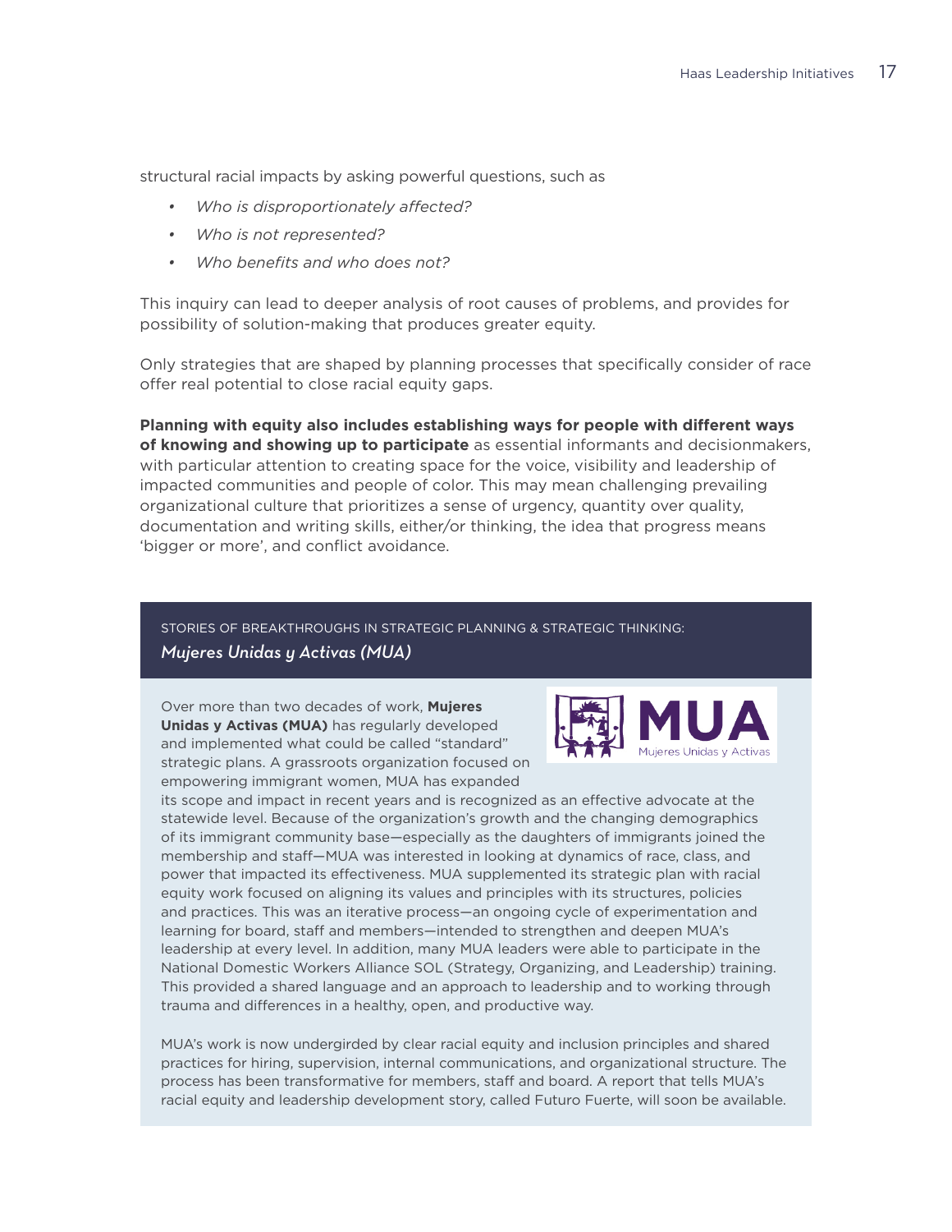structural racial impacts by asking powerful questions, such as

- *Who is disproportionately affected?*
- *Who is not represented?*
- *Who benefits and who does not?*

This inquiry can lead to deeper analysis of root causes of problems, and provides for possibility of solution-making that produces greater equity.

Only strategies that are shaped by planning processes that specifically consider of race offer real potential to close racial equity gaps.

**Planning with equity also includes establishing ways for people with different ways of knowing and showing up to participate** as essential informants and decisionmakers, with particular attention to creating space for the voice, visibility and leadership of impacted communities and people of color. This may mean challenging prevailing organizational culture that prioritizes a sense of urgency, quantity over quality, documentation and writing skills, either/or thinking, the idea that progress means 'bigger or more', and conflict avoidance.

### STORIES OF BREAKTHROUGHS IN STRATEGIC PLANNING & STRATEGIC THINKING: *Mujeres Unidas y Activas (MUA)*

MUA
Mujeres Unidas y Activas

Over more than two decades of work, **Mujeres Unidas y Activas (MUA)** has regularly developed and implemented what could be called "standard" strategic plans. A grassroots organization focused on empowering immigrant women, MUA has expanded its scope and impact in recent years and is recognized as an effective advocate at the statewide level. Because of the organization's growth and the changing demographics of its immigrant community base—especially as the daughters of immigrants joined the membership and staff—MUA was interested in looking at dynamics of race, class, and power that impacted its effectiveness. MUA supplemented its strategic plan with racial equity work focused on aligning its values and principles with its structures, policies and practices. This was an iterative process—an ongoing cycle of experimentation and learning for board, staff and members—intended to strengthen and deepen MUA's leadership at every level. In addition, many MUA leaders were able to participate in the National Domestic Workers Alliance SOL (Strategy, Organizing, and Leadership) training. This provided a shared language and an approach to leadership and to working through trauma and differences in a healthy, open, and productive way.

MUA's work is now undergirded by clear racial equity and inclusion principles and shared practices for hiring, supervision, internal communications, and organizational structure. The process has been transformative for members, staff and board. A report that tells MUA's racial equity and leadership development story, called Futuro Fuerte, will soon be available.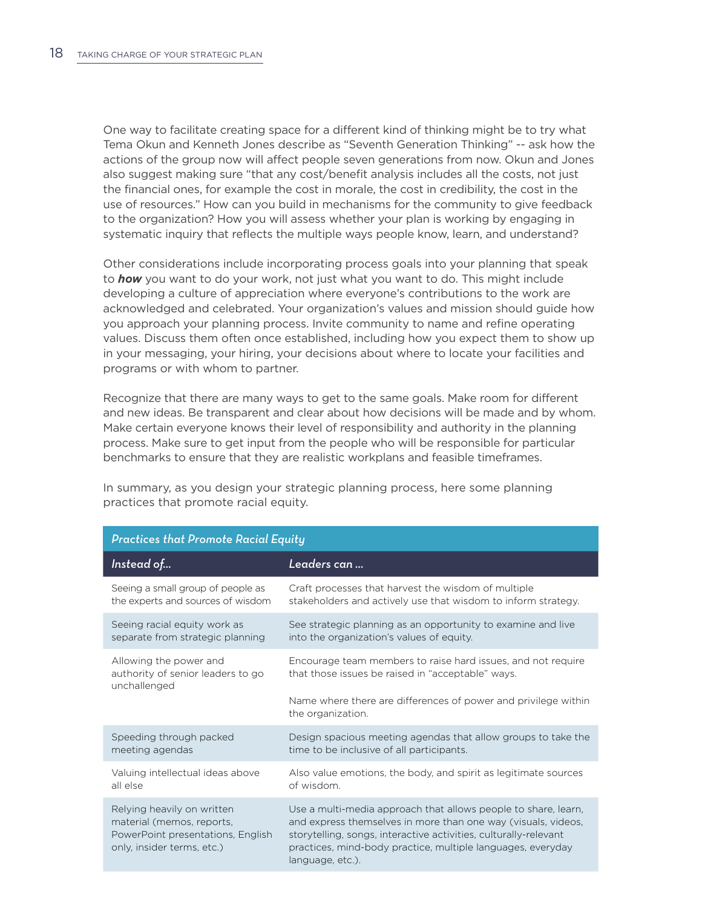One way to facilitate creating space for a different kind of thinking might be to try what Tema Okun and Kenneth Jones describe as "Seventh Generation Thinking" -- ask how the actions of the group now will affect people seven generations from now. Okun and Jones also suggest making sure "that any cost/benefit analysis includes all the costs, not just the financial ones, for example the cost in morale, the cost in credibility, the cost in the use of resources." How can you build in mechanisms for the community to give feedback to the organization? How you will assess whether your plan is working by engaging in systematic inquiry that reflects the multiple ways people know, learn, and understand?

Other considerations include incorporating process goals into your planning that speak to ***how*** you want to do your work, not just what you want to do. This might include developing a culture of appreciation where everyone's contributions to the work are acknowledged and celebrated. Your organization's values and mission should guide how you approach your planning process. Invite community to name and refine operating values. Discuss them often once established, including how you expect them to show up in your messaging, your hiring, your decisions about where to locate your facilities and programs or with whom to partner.

Recognize that there are many ways to get to the same goals. Make room for different and new ideas. Be transparent and clear about how decisions will be made and by whom. Make certain everyone knows their level of responsibility and authority in the planning process. Make sure to get input from the people who will be responsible for particular benchmarks to ensure that they are realistic workplans and feasible timeframes.

In summary, as you design your strategic planning process, here some planning practices that promote racial equity.

| *Practices that Promote Racial Equity* | |
|---|---|
| ***Instead of...*** | ***Leaders can ...*** |
| Seeing a small group of people as the experts and sources of wisdom | Craft processes that harvest the wisdom of multiple stakeholders and actively use that wisdom to inform strategy. |
| Seeing racial equity work as separate from strategic planning | See strategic planning as an opportunity to examine and live into the organization's values of equity. |
| Allowing the power and authority of senior leaders to go unchallenged | Encourage team members to raise hard issues, and not require that those issues be raised in "acceptable" ways.<br><br>Name where there are differences of power and privilege within the organization. |
| Speeding through packed meeting agendas | Design spacious meeting agendas that allow groups to take the time to be inclusive of all participants. |
| Valuing intellectual ideas above all else | Also value emotions, the body, and spirit as legitimate sources of wisdom. |
| Relying heavily on written material (memos, reports, PowerPoint presentations, English only, insider terms, etc.) | Use a multi-media approach that allows people to share, learn, and express themselves in more than one way (visuals, videos, storytelling, songs, interactive activities, culturally-relevant practices, mind-body practice, multiple languages, everyday language, etc.). |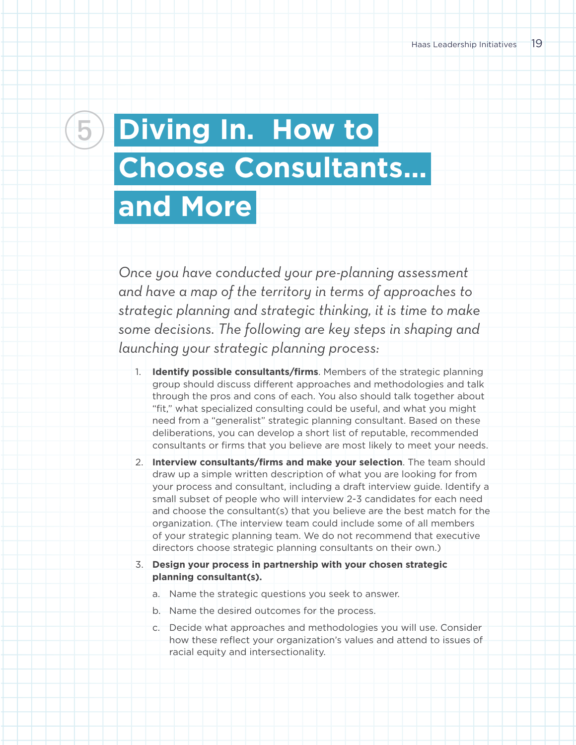# 5 Diving In. How to Choose Consultants… and More

*Once you have conducted your pre-planning assessment and have a map of the territory in terms of approaches to strategic planning and strategic thinking, it is time to make some decisions. The following are key steps in shaping and launching your strategic planning process:*

1. **Identify possible consultants/firms**. Members of the strategic planning group should discuss different approaches and methodologies and talk through the pros and cons of each. You also should talk together about "fit," what specialized consulting could be useful, and what you might need from a "generalist" strategic planning consultant. Based on these deliberations, you can develop a short list of reputable, recommended consultants or firms that you believe are most likely to meet your needs.
2. **Interview consultants/firms and make your selection**. The team should draw up a simple written description of what you are looking for from your process and consultant, including a draft interview guide. Identify a small subset of people who will interview 2-3 candidates for each need and choose the consultant(s) that you believe are the best match for the organization. (The interview team could include some of all members of your strategic planning team. We do not recommend that executive directors choose strategic planning consultants on their own.)
3. **Design your process in partnership with your chosen strategic planning consultant(s).**
   a. Name the strategic questions you seek to answer.
   b. Name the desired outcomes for the process.
   c. Decide what approaches and methodologies you will use. Consider how these reflect your organization's values and attend to issues of racial equity and intersectionality.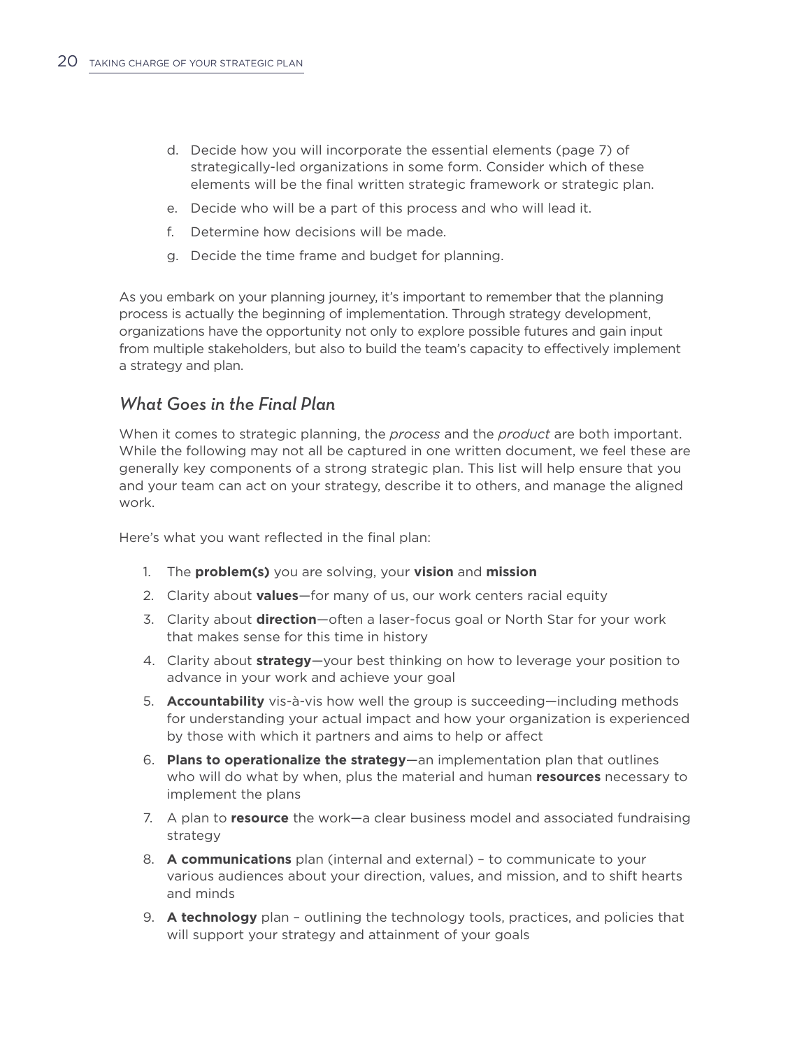d. Decide how you will incorporate the essential elements (page 7) of strategically-led organizations in some form. Consider which of these elements will be the final written strategic framework or strategic plan.

e. Decide who will be a part of this process and who will lead it.

f. Determine how decisions will be made.

g. Decide the time frame and budget for planning.

As you embark on your planning journey, it's important to remember that the planning process is actually the beginning of implementation. Through strategy development, organizations have the opportunity not only to explore possible futures and gain input from multiple stakeholders, but also to build the team's capacity to effectively implement a strategy and plan.

### *What Goes in the Final Plan*

When it comes to strategic planning, the *process* and the *product* are both important. While the following may not all be captured in one written document, we feel these are generally key components of a strong strategic plan. This list will help ensure that you and your team can act on your strategy, describe it to others, and manage the aligned work.

Here's what you want reflected in the final plan:

1. The **problem(s)** you are solving, your **vision** and **mission**
2. Clarity about **values**—for many of us, our work centers racial equity
3. Clarity about **direction**—often a laser-focus goal or North Star for your work that makes sense for this time in history
4. Clarity about **strategy**—your best thinking on how to leverage your position to advance in your work and achieve your goal
5. **Accountability** vis-à-vis how well the group is succeeding—including methods for understanding your actual impact and how your organization is experienced by those with which it partners and aims to help or affect
6. **Plans to operationalize the strategy**—an implementation plan that outlines who will do what by when, plus the material and human **resources** necessary to implement the plans
7. A plan to **resource** the work—a clear business model and associated fundraising strategy
8. **A communications** plan (internal and external) – to communicate to your various audiences about your direction, values, and mission, and to shift hearts and minds
9. **A technology** plan – outlining the technology tools, practices, and policies that will support your strategy and attainment of your goals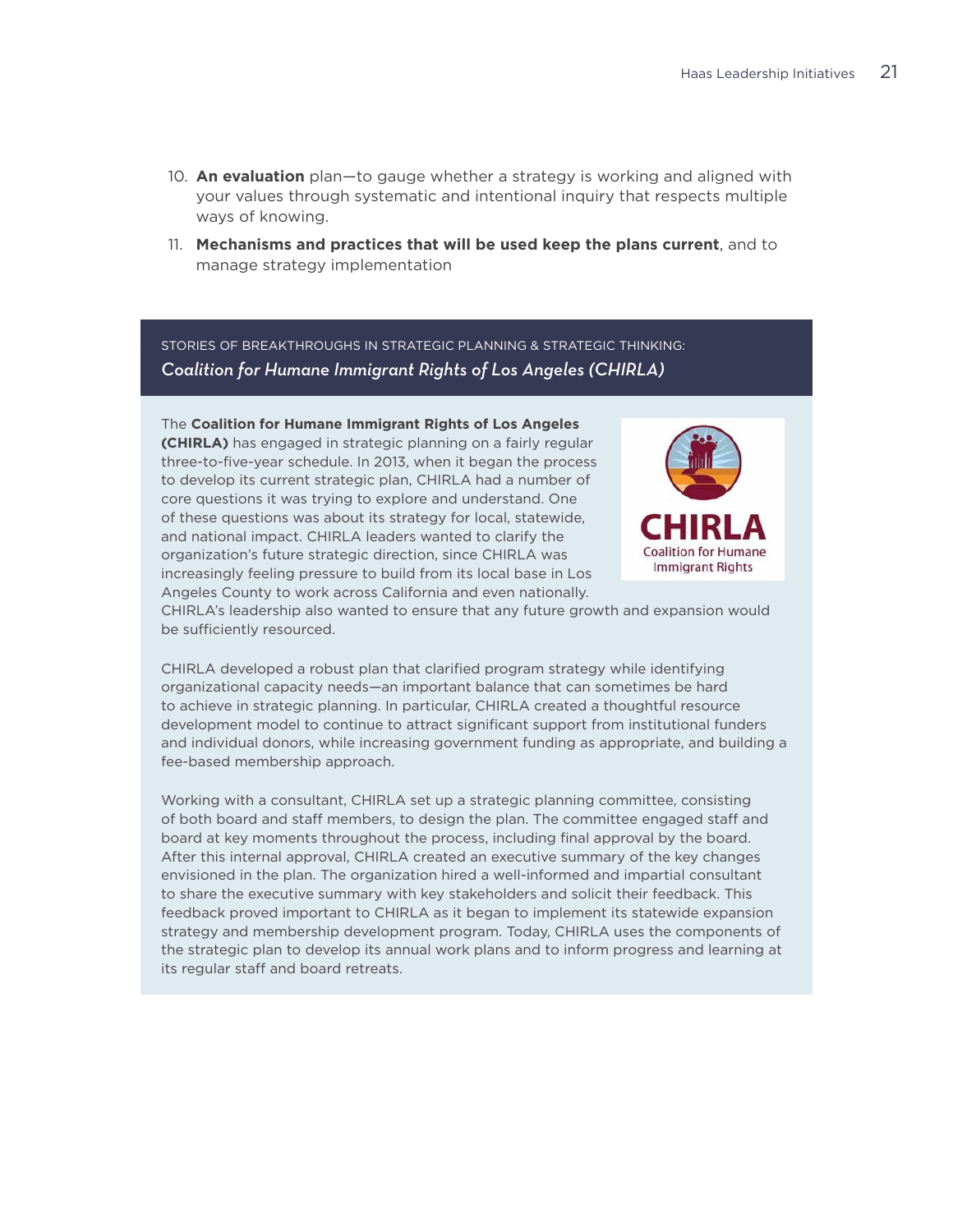10. **An evaluation** plan—to gauge whether a strategy is working and aligned with your values through systematic and intentional inquiry that respects multiple ways of knowing.
11. **Mechanisms and practices that will be used keep the plans current**, and to manage strategy implementation

STORIES OF BREAKTHROUGHS IN STRATEGIC PLANNING & STRATEGIC THINKING:

### *Coalition for Humane Immigrant Rights of Los Angeles (CHIRLA)*

The **Coalition for Humane Immigrant Rights of Los Angeles (CHIRLA)** has engaged in strategic planning on a fairly regular three-to-five-year schedule. In 2013, when it began the process to develop its current strategic plan, CHIRLA had a number of core questions it was trying to explore and understand. One of these questions was about its strategy for local, statewide, and national impact. CHIRLA leaders wanted to clarify the organization's future strategic direction, since CHIRLA was increasingly feeling pressure to build from its local base in Los Angeles County to work across California and even nationally. CHIRLA's leadership also wanted to ensure that any future growth and expansion would be sufficiently resourced.

CHIRLA developed a robust plan that clarified program strategy while identifying organizational capacity needs—an important balance that can sometimes be hard to achieve in strategic planning. In particular, CHIRLA created a thoughtful resource development model to continue to attract significant support from institutional funders and individual donors, while increasing government funding as appropriate, and building a fee-based membership approach.

Working with a consultant, CHIRLA set up a strategic planning committee, consisting of both board and staff members, to design the plan. The committee engaged staff and board at key moments throughout the process, including final approval by the board. After this internal approval, CHIRLA created an executive summary of the key changes envisioned in the plan. The organization hired a well-informed and impartial consultant to share the executive summary with key stakeholders and solicit their feedback. This feedback proved important to CHIRLA as it began to implement its statewide expansion strategy and membership development program. Today, CHIRLA uses the components of the strategic plan to develop its annual work plans and to inform progress and learning at its regular staff and board retreats.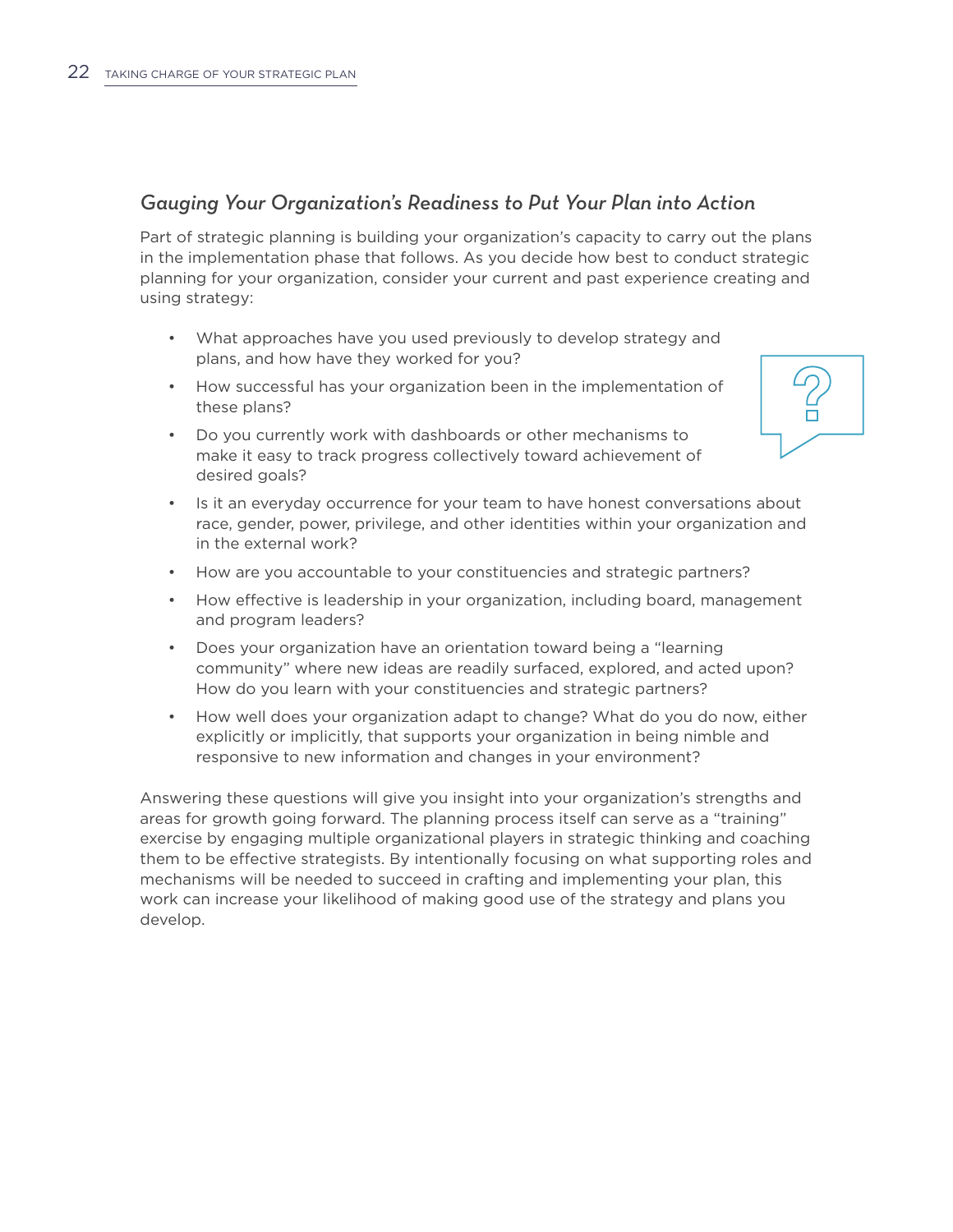### *Gauging Your Organization's Readiness to Put Your Plan into Action*

Part of strategic planning is building your organization's capacity to carry out the plans in the implementation phase that follows. As you decide how best to conduct strategic planning for your organization, consider your current and past experience creating and using strategy:

- What approaches have you used previously to develop strategy and plans, and how have they worked for you?
- How successful has your organization been in the implementation of these plans?
- Do you currently work with dashboards or other mechanisms to make it easy to track progress collectively toward achievement of desired goals?
- Is it an everyday occurrence for your team to have honest conversations about race, gender, power, privilege, and other identities within your organization and in the external work?
- How are you accountable to your constituencies and strategic partners?
- How effective is leadership in your organization, including board, management and program leaders?
- Does your organization have an orientation toward being a "learning community" where new ideas are readily surfaced, explored, and acted upon? How do you learn with your constituencies and strategic partners?
- How well does your organization adapt to change? What do you do now, either explicitly or implicitly, that supports your organization in being nimble and responsive to new information and changes in your environment?

Answering these questions will give you insight into your organization's strengths and areas for growth going forward. The planning process itself can serve as a "training" exercise by engaging multiple organizational players in strategic thinking and coaching them to be effective strategists. By intentionally focusing on what supporting roles and mechanisms will be needed to succeed in crafting and implementing your plan, this work can increase your likelihood of making good use of the strategy and plans you develop.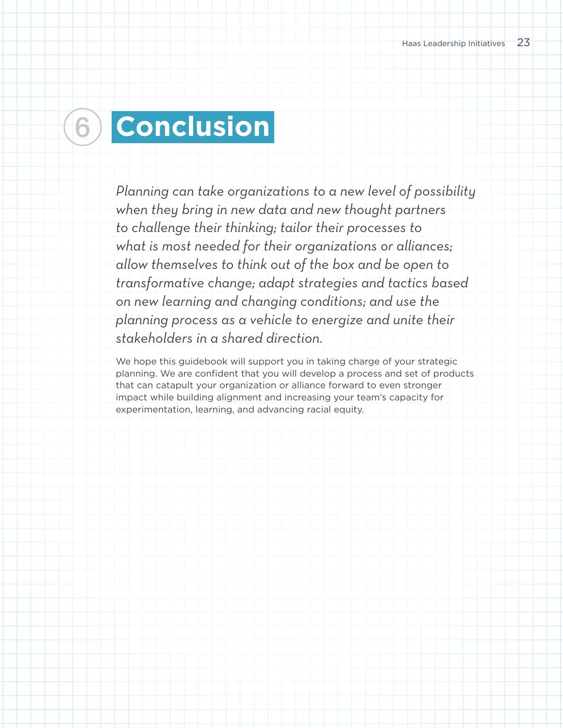# 6 Conclusion

*Planning can take organizations to a new level of possibility when they bring in new data and new thought partners to challenge their thinking; tailor their processes to what is most needed for their organizations or alliances; allow themselves to think out of the box and be open to transformative change; adapt strategies and tactics based on new learning and changing conditions; and use the planning process as a vehicle to energize and unite their stakeholders in a shared direction.*

We hope this guidebook will support you in taking charge of your strategic planning. We are confident that you will develop a process and set of products that can catapult your organization or alliance forward to even stronger impact while building alignment and increasing your team's capacity for experimentation, learning, and advancing racial equity.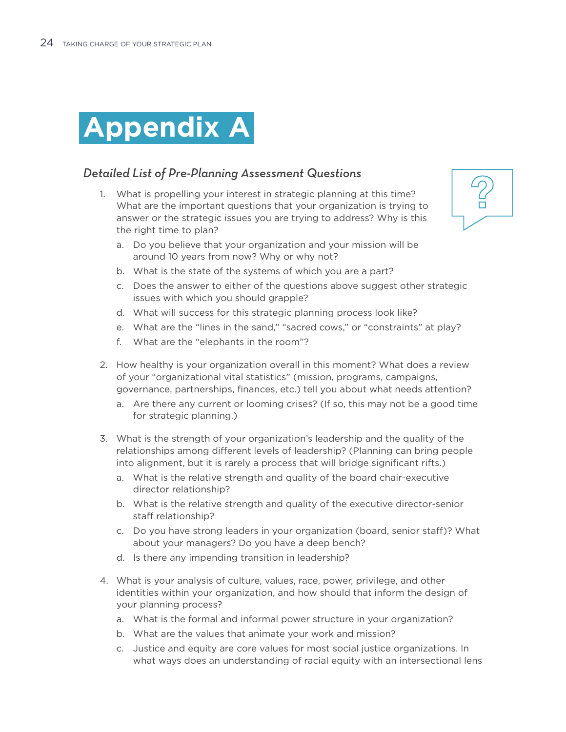# Appendix A

### *Detailed List of Pre-Planning Assessment Questions*

1. What is propelling your interest in strategic planning at this time? What are the important questions that your organization is trying to answer or the strategic issues you are trying to address? Why is this the right time to plan?
   a. Do you believe that your organization and your mission will be around 10 years from now? Why or why not?
   b. What is the state of the systems of which you are a part?
   c. Does the answer to either of the questions above suggest other strategic issues with which you should grapple?
   d. What will success for this strategic planning process look like?
   e. What are the "lines in the sand," "sacred cows," or "constraints" at play?
   f. What are the "elephants in the room"?

2. How healthy is your organization overall in this moment? What does a review of your "organizational vital statistics" (mission, programs, campaigns, governance, partnerships, finances, etc.) tell you about what needs attention?
   a. Are there any current or looming crises? (If so, this may not be a good time for strategic planning.)

3. What is the strength of your organization's leadership and the quality of the relationships among different levels of leadership? (Planning can bring people into alignment, but it is rarely a process that will bridge significant rifts.)
   a. What is the relative strength and quality of the board chair-executive director relationship?
   b. What is the relative strength and quality of the executive director-senior staff relationship?
   c. Do you have strong leaders in your organization (board, senior staff)? What about your managers? Do you have a deep bench?
   d. Is there any impending transition in leadership?

4. What is your analysis of culture, values, race, power, privilege, and other identities within your organization, and how should that inform the design of your planning process?
   a. What is the formal and informal power structure in your organization?
   b. What are the values that animate your work and mission?
   c. Justice and equity are core values for most social justice organizations. In what ways does an understanding of racial equity with an intersectional lens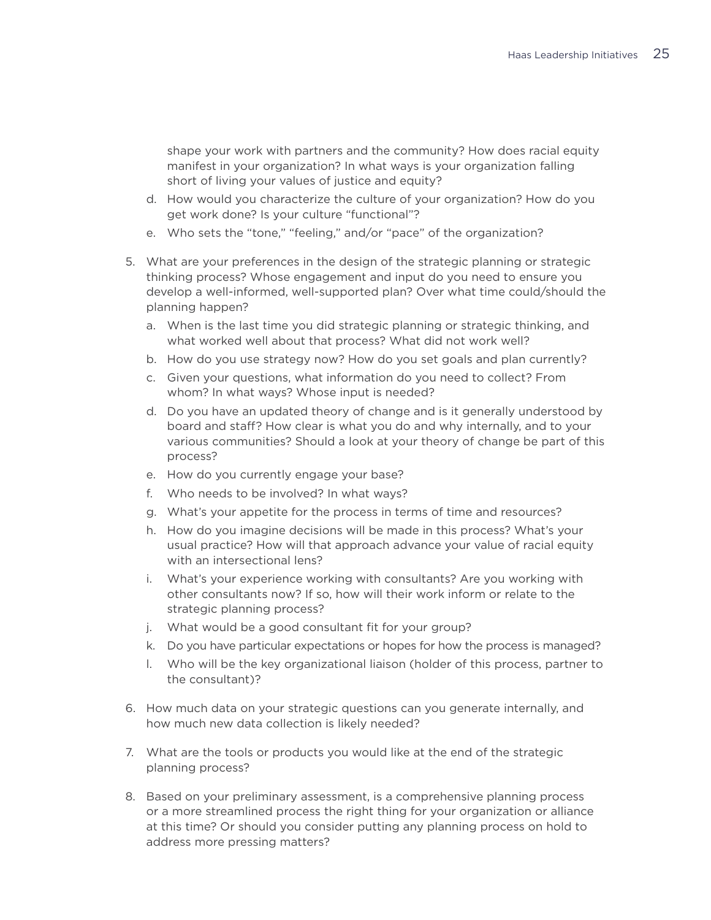shape your work with partners and the community? How does racial equity manifest in your organization? In what ways is your organization falling short of living your values of justice and equity?

   d. How would you characterize the culture of your organization? How do you get work done? Is your culture "functional"?
   e. Who sets the "tone," "feeling," and/or "pace" of the organization?

5. What are your preferences in the design of the strategic planning or strategic thinking process? Whose engagement and input do you need to ensure you develop a well-informed, well-supported plan? Over what time could/should the planning happen?
   a. When is the last time you did strategic planning or strategic thinking, and what worked well about that process? What did not work well?
   b. How do you use strategy now? How do you set goals and plan currently?
   c. Given your questions, what information do you need to collect? From whom? In what ways? Whose input is needed?
   d. Do you have an updated theory of change and is it generally understood by board and staff? How clear is what you do and why internally, and to your various communities? Should a look at your theory of change be part of this process?
   e. How do you currently engage your base?
   f. Who needs to be involved? In what ways?
   g. What's your appetite for the process in terms of time and resources?
   h. How do you imagine decisions will be made in this process? What's your usual practice? How will that approach advance your value of racial equity with an intersectional lens?
   i. What's your experience working with consultants? Are you working with other consultants now? If so, how will their work inform or relate to the strategic planning process?
   j. What would be a good consultant fit for your group?
   k. Do you have particular expectations or hopes for how the process is managed?
   l. Who will be the key organizational liaison (holder of this process, partner to the consultant)?

6. How much data on your strategic questions can you generate internally, and how much new data collection is likely needed?

7. What are the tools or products you would like at the end of the strategic planning process?

8. Based on your preliminary assessment, is a comprehensive planning process or a more streamlined process the right thing for your organization or alliance at this time? Or should you consider putting any planning process on hold to address more pressing matters?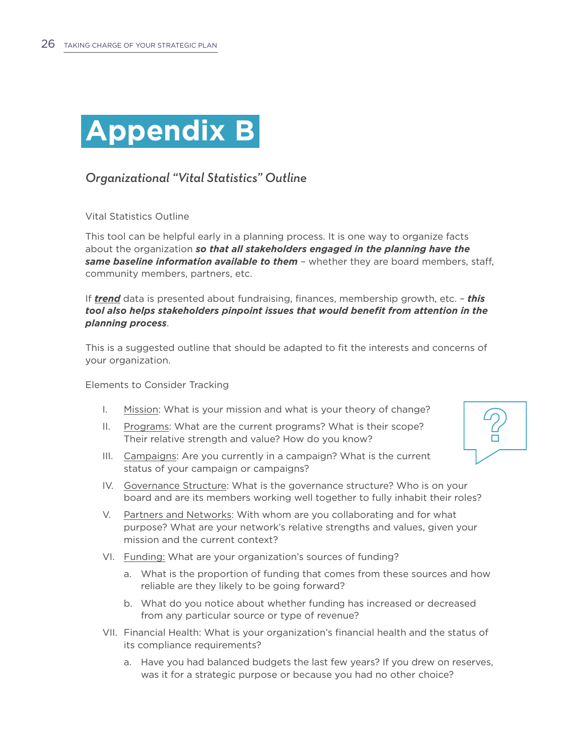# Appendix B

## *Organizational "Vital Statistics" Outline*

Vital Statistics Outline

This tool can be helpful early in a planning process. It is one way to organize facts about the organization ***so that all stakeholders engaged in the planning have the same baseline information available to them*** – whether they are board members, staff, community members, partners, etc.

If ***<u>trend</u>*** data is presented about fundraising, finances, membership growth, etc. – ***this tool also helps stakeholders pinpoint issues that would benefit from attention in the planning process***.

This is a suggested outline that should be adapted to fit the interests and concerns of your organization.

Elements to Consider Tracking

I. <u>Mission</u>: What is your mission and what is your theory of change?

II. <u>Programs</u>: What are the current programs? What is their scope? Their relative strength and value? How do you know?

III. <u>Campaigns</u>: Are you currently in a campaign? What is the current status of your campaign or campaigns?

IV. <u>Governance Structure</u>: What is the governance structure? Who is on your board and are its members working well together to fully inhabit their roles?

V. <u>Partners and Networks</u>: With whom are you collaborating and for what purpose? What are your network's relative strengths and values, given your mission and the current context?

VI. <u>Funding:</u> What are your organization's sources of funding?

   a. What is the proportion of funding that comes from these sources and how reliable are they likely to be going forward?

   b. What do you notice about whether funding has increased or decreased from any particular source or type of revenue?

VII. Financial Health: What is your organization's financial health and the status of its compliance requirements?

   a. Have you had balanced budgets the last few years? If you drew on reserves, was it for a strategic purpose or because you had no other choice?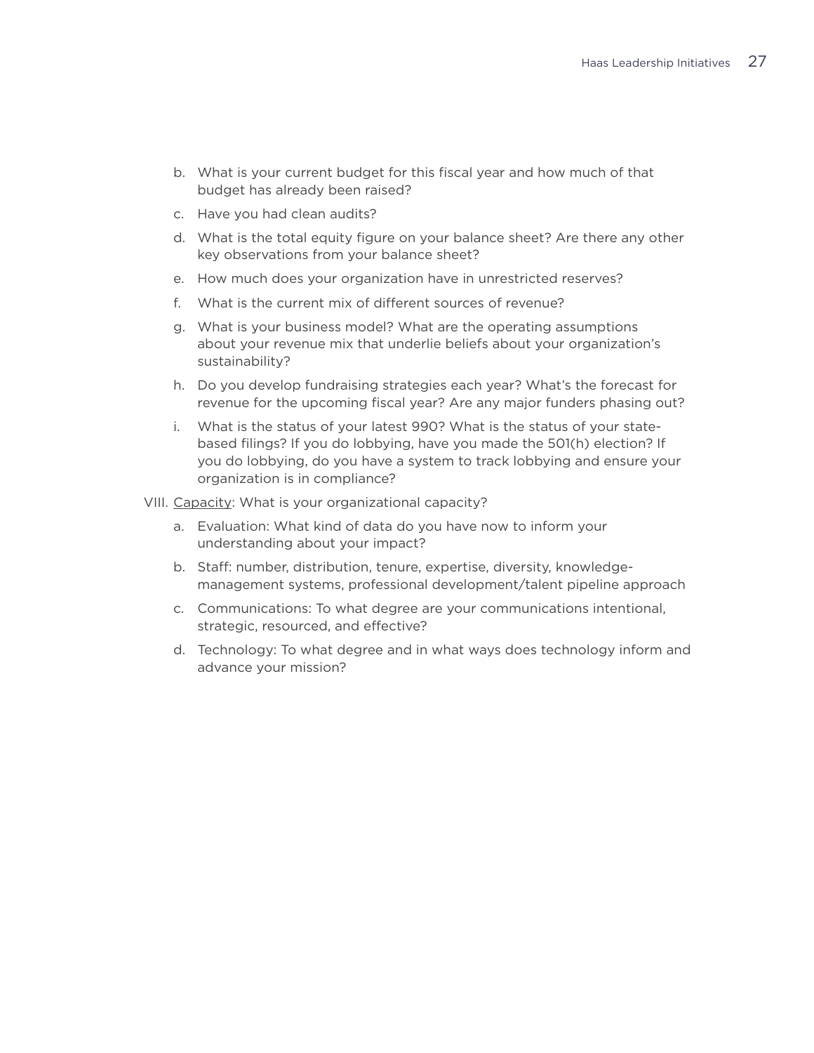b. What is your current budget for this fiscal year and how much of that budget has already been raised?

c. Have you had clean audits?

d. What is the total equity figure on your balance sheet? Are there any other key observations from your balance sheet?

e. How much does your organization have in unrestricted reserves?

f. What is the current mix of different sources of revenue?

g. What is your business model? What are the operating assumptions about your revenue mix that underlie beliefs about your organization's sustainability?

h. Do you develop fundraising strategies each year? What's the forecast for revenue for the upcoming fiscal year? Are any major funders phasing out?

i. What is the status of your latest 990? What is the status of your state-based filings? If you do lobbying, have you made the 501(h) election? If you do lobbying, do you have a system to track lobbying and ensure your organization is in compliance?

VIII. <u>Capacity</u>: What is your organizational capacity?

a. Evaluation: What kind of data do you have now to inform your understanding about your impact?

b. Staff: number, distribution, tenure, expertise, diversity, knowledge-management systems, professional development/talent pipeline approach

c. Communications: To what degree are your communications intentional, strategic, resourced, and effective?

d. Technology: To what degree and in what ways does technology inform and advance your mission?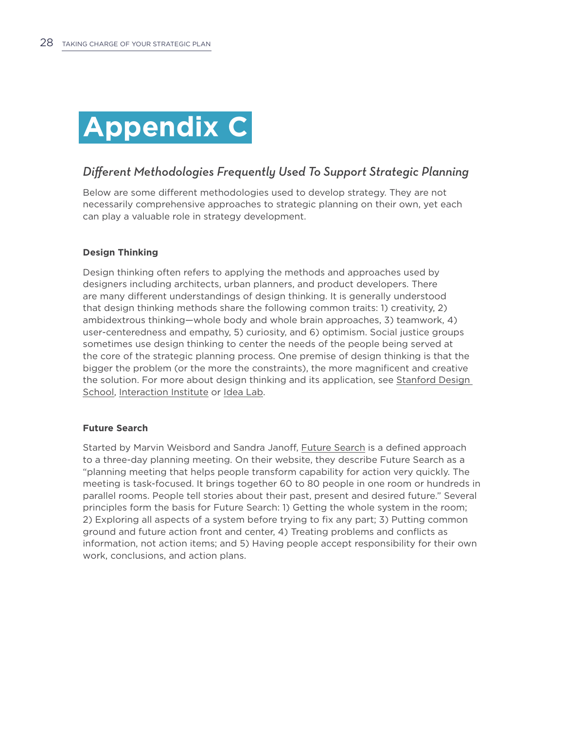# Appendix C

## *Different Methodologies Frequently Used To Support Strategic Planning*

Below are some different methodologies used to develop strategy. They are not necessarily comprehensive approaches to strategic planning on their own, yet each can play a valuable role in strategy development.

### Design Thinking

Design thinking often refers to applying the methods and approaches used by designers including architects, urban planners, and product developers. There are many different understandings of design thinking. It is generally understood that design thinking methods share the following common traits: 1) creativity, 2) ambidextrous thinking—whole body and whole brain approaches, 3) teamwork, 4) user-centeredness and empathy, 5) curiosity, and 6) optimism. Social justice groups sometimes use design thinking to center the needs of the people being served at the core of the strategic planning process. One premise of design thinking is that the bigger the problem (or the more the constraints), the more magnificent and creative the solution. For more about design thinking and its application, see Stanford Design School, Interaction Institute or Idea Lab.

### Future Search

Started by Marvin Weisbord and Sandra Janoff, Future Search is a defined approach to a three-day planning meeting. On their website, they describe Future Search as a "planning meeting that helps people transform capability for action very quickly. The meeting is task-focused. It brings together 60 to 80 people in one room or hundreds in parallel rooms. People tell stories about their past, present and desired future." Several principles form the basis for Future Search: 1) Getting the whole system in the room; 2) Exploring all aspects of a system before trying to fix any part; 3) Putting common ground and future action front and center, 4) Treating problems and conflicts as information, not action items; and 5) Having people accept responsibility for their own work, conclusions, and action plans.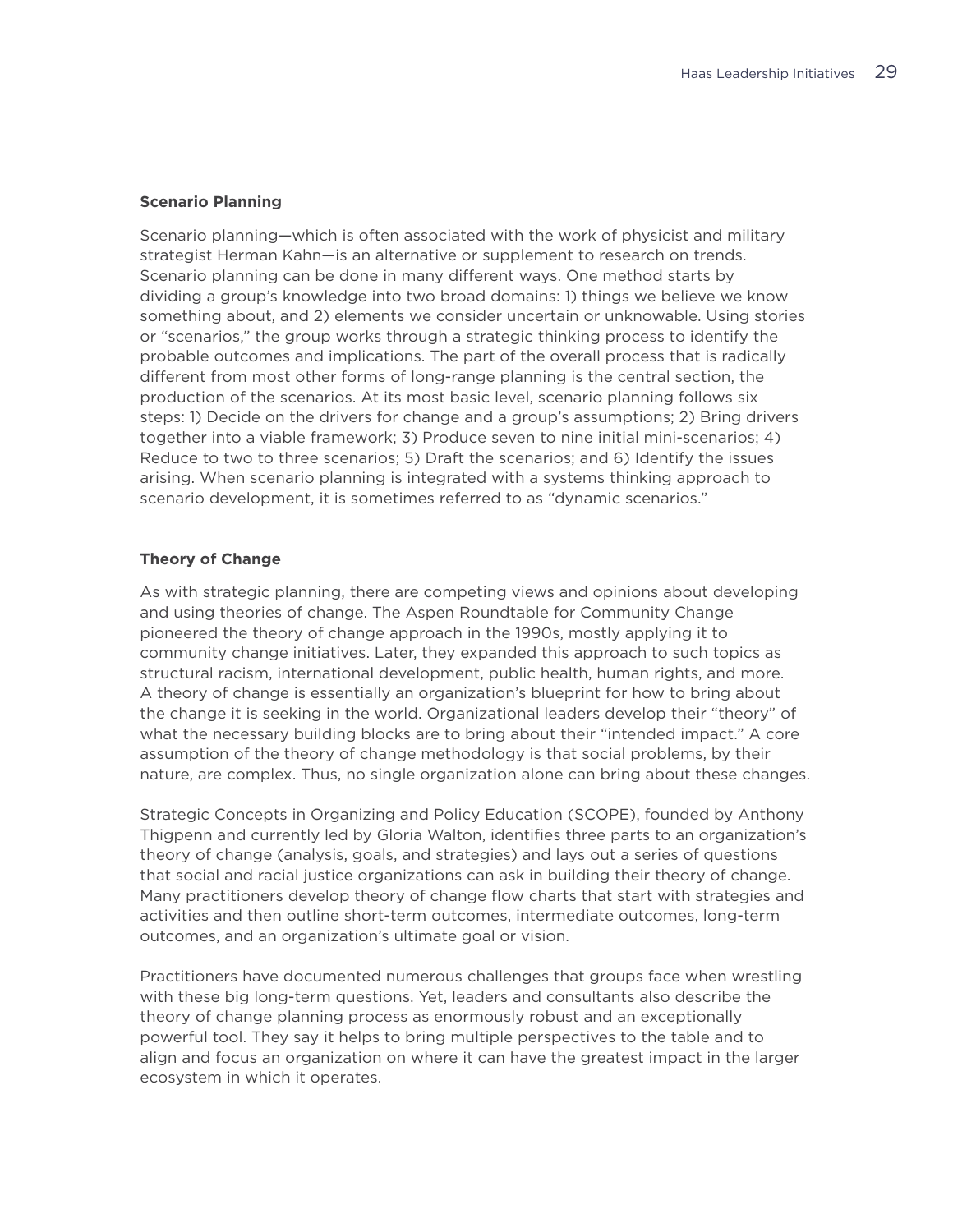### Scenario Planning

Scenario planning—which is often associated with the work of physicist and military strategist Herman Kahn—is an alternative or supplement to research on trends. Scenario planning can be done in many different ways. One method starts by dividing a group's knowledge into two broad domains: 1) things we believe we know something about, and 2) elements we consider uncertain or unknowable. Using stories or "scenarios," the group works through a strategic thinking process to identify the probable outcomes and implications. The part of the overall process that is radically different from most other forms of long-range planning is the central section, the production of the scenarios. At its most basic level, scenario planning follows six steps: 1) Decide on the drivers for change and a group's assumptions; 2) Bring drivers together into a viable framework; 3) Produce seven to nine initial mini-scenarios; 4) Reduce to two to three scenarios; 5) Draft the scenarios; and 6) Identify the issues arising. When scenario planning is integrated with a systems thinking approach to scenario development, it is sometimes referred to as "dynamic scenarios."

### Theory of Change

As with strategic planning, there are competing views and opinions about developing and using theories of change. The Aspen Roundtable for Community Change pioneered the theory of change approach in the 1990s, mostly applying it to community change initiatives. Later, they expanded this approach to such topics as structural racism, international development, public health, human rights, and more. A theory of change is essentially an organization's blueprint for how to bring about the change it is seeking in the world. Organizational leaders develop their "theory" of what the necessary building blocks are to bring about their "intended impact." A core assumption of the theory of change methodology is that social problems, by their nature, are complex. Thus, no single organization alone can bring about these changes.

Strategic Concepts in Organizing and Policy Education (SCOPE), founded by Anthony Thigpenn and currently led by Gloria Walton, identifies three parts to an organization's theory of change (analysis, goals, and strategies) and lays out a series of questions that social and racial justice organizations can ask in building their theory of change. Many practitioners develop theory of change flow charts that start with strategies and activities and then outline short-term outcomes, intermediate outcomes, long-term outcomes, and an organization's ultimate goal or vision.

Practitioners have documented numerous challenges that groups face when wrestling with these big long-term questions. Yet, leaders and consultants also describe the theory of change planning process as enormously robust and an exceptionally powerful tool. They say it helps to bring multiple perspectives to the table and to align and focus an organization on where it can have the greatest impact in the larger ecosystem in which it operates.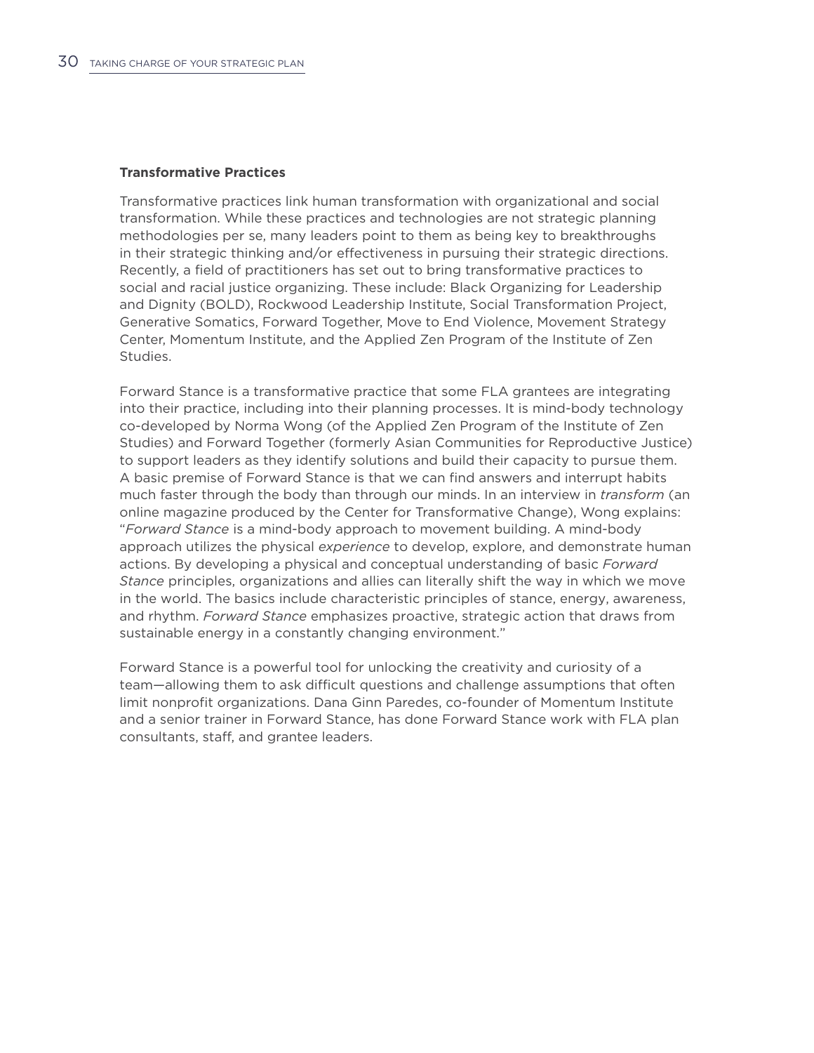**Transformative Practices**

Transformative practices link human transformation with organizational and social transformation. While these practices and technologies are not strategic planning methodologies per se, many leaders point to them as being key to breakthroughs in their strategic thinking and/or effectiveness in pursuing their strategic directions. Recently, a field of practitioners has set out to bring transformative practices to social and racial justice organizing. These include: Black Organizing for Leadership and Dignity (BOLD), Rockwood Leadership Institute, Social Transformation Project, Generative Somatics, Forward Together, Move to End Violence, Movement Strategy Center, Momentum Institute, and the Applied Zen Program of the Institute of Zen Studies.

Forward Stance is a transformative practice that some FLA grantees are integrating into their practice, including into their planning processes. It is mind-body technology co-developed by Norma Wong (of the Applied Zen Program of the Institute of Zen Studies) and Forward Together (formerly Asian Communities for Reproductive Justice) to support leaders as they identify solutions and build their capacity to pursue them. A basic premise of Forward Stance is that we can find answers and interrupt habits much faster through the body than through our minds. In an interview in *transform* (an online magazine produced by the Center for Transformative Change), Wong explains: "*Forward Stance* is a mind-body approach to movement building. A mind-body approach utilizes the physical *experience* to develop, explore, and demonstrate human actions. By developing a physical and conceptual understanding of basic *Forward Stance* principles, organizations and allies can literally shift the way in which we move in the world. The basics include characteristic principles of stance, energy, awareness, and rhythm. *Forward Stance* emphasizes proactive, strategic action that draws from sustainable energy in a constantly changing environment."

Forward Stance is a powerful tool for unlocking the creativity and curiosity of a team—allowing them to ask difficult questions and challenge assumptions that often limit nonprofit organizations. Dana Ginn Paredes, co-founder of Momentum Institute and a senior trainer in Forward Stance, has done Forward Stance work with FLA plan consultants, staff, and grantee leaders.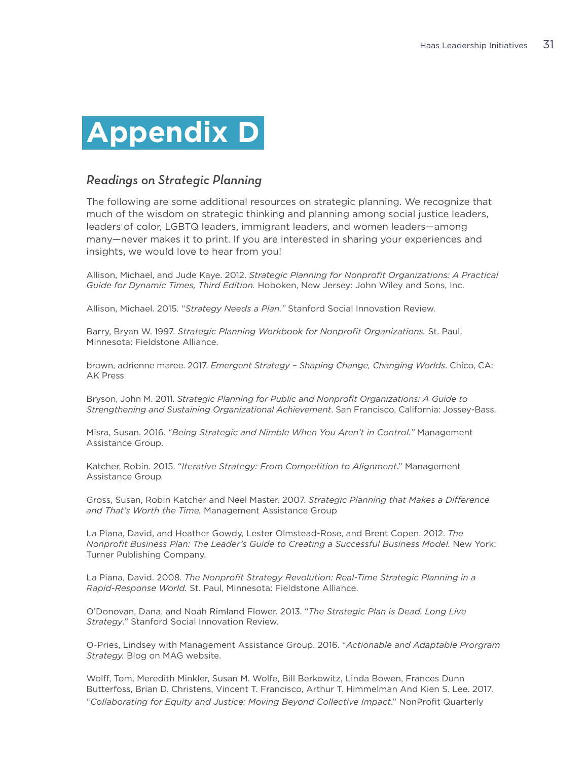# Appendix D

## *Readings on Strategic Planning*

The following are some additional resources on strategic planning. We recognize that much of the wisdom on strategic thinking and planning among social justice leaders, leaders of color, LGBTQ leaders, immigrant leaders, and women leaders—among many—never makes it to print. If you are interested in sharing your experiences and insights, we would love to hear from you!

Allison, Michael, and Jude Kaye. 2012. *Strategic Planning for Nonprofit Organizations: A Practical Guide for Dynamic Times, Third Edition.* Hoboken, New Jersey: John Wiley and Sons, Inc.

Allison, Michael. 2015. "*Strategy Needs a Plan."* Stanford Social Innovation Review.

Barry, Bryan W. 1997. *Strategic Planning Workbook for Nonprofit Organizations.* St. Paul, Minnesota: Fieldstone Alliance.

brown, adrienne maree. 2017. *Emergent Strategy – Shaping Change, Changing Worlds*. Chico, CA: AK Press

Bryson, John M. 2011. *Strategic Planning for Public and Nonprofit Organizations: A Guide to Strengthening and Sustaining Organizational Achievement*. San Francisco, California: Jossey-Bass.

Misra, Susan. 2016. "*Being Strategic and Nimble When You Aren't in Control."* Management Assistance Group.

Katcher, Robin. 2015. "*Iterative Strategy: From Competition to Alignment*." Management Assistance Group.

Gross, Susan, Robin Katcher and Neel Master. 2007. *Strategic Planning that Makes a Difference and That's Worth the Time.* Management Assistance Group

La Piana, David, and Heather Gowdy, Lester Olmstead-Rose, and Brent Copen. 2012. *The Nonprofit Business Plan: The Leader's Guide to Creating a Successful Business Model.* New York: Turner Publishing Company.

La Piana, David. 2008. *The Nonprofit Strategy Revolution: Real-Time Strategic Planning in a Rapid-Response World.* St. Paul, Minnesota: Fieldstone Alliance.

O'Donovan, Dana, and Noah Rimland Flower. 2013. "*The Strategic Plan is Dead. Long Live Strategy*." Stanford Social Innovation Review.

O-Pries, Lindsey with Management Assistance Group. 2016. "*Actionable and Adaptable Prorgram Strategy.* Blog on MAG website.

Wolff, Tom, Meredith Minkler, Susan M. Wolfe, Bill Berkowitz, Linda Bowen, Frances Dunn Butterfoss, Brian D. Christens, Vincent T. Francisco, Arthur T. Himmelman And Kien S. Lee. 2017. "*Collaborating for Equity and Justice: Moving Beyond Collective Impact*." NonProfit Quarterly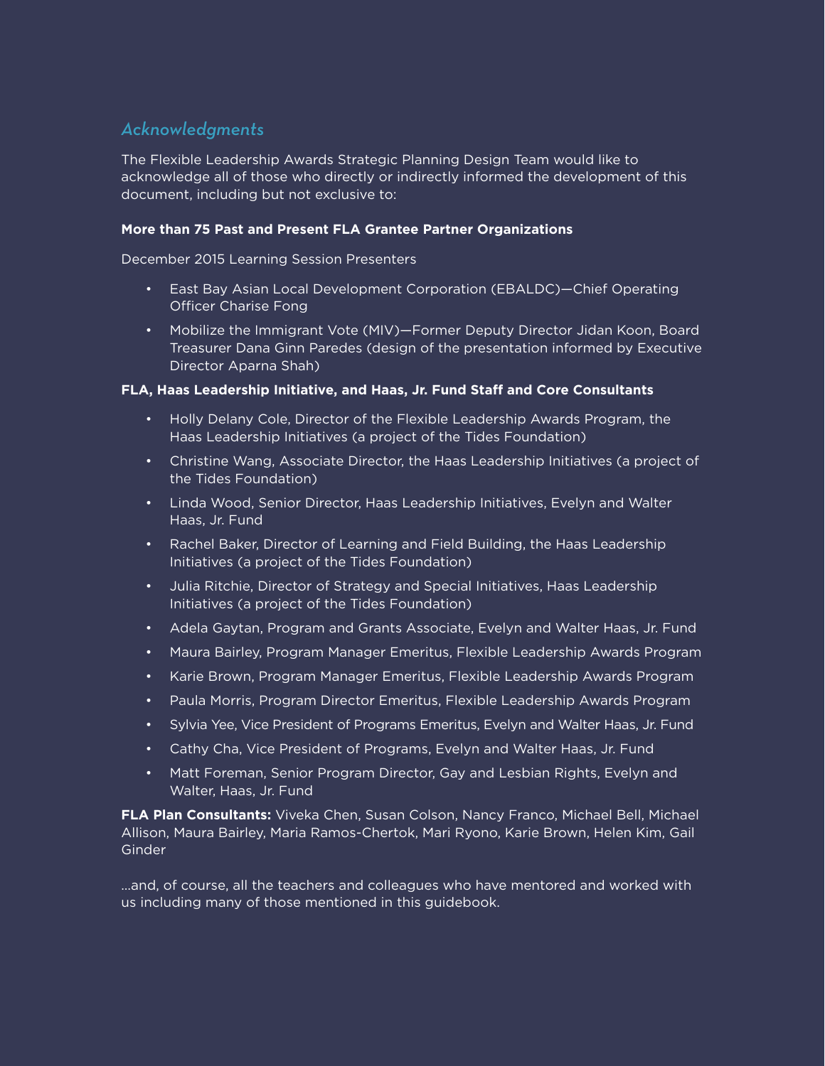## *Acknowledgments*

The Flexible Leadership Awards Strategic Planning Design Team would like to acknowledge all of those who directly or indirectly informed the development of this document, including but not exclusive to:

**More than 75 Past and Present FLA Grantee Partner Organizations**

December 2015 Learning Session Presenters

- East Bay Asian Local Development Corporation (EBALDC)—Chief Operating Officer Charise Fong
- Mobilize the Immigrant Vote (MIV)—Former Deputy Director Jidan Koon, Board Treasurer Dana Ginn Paredes (design of the presentation informed by Executive Director Aparna Shah)

**FLA, Haas Leadership Initiative, and Haas, Jr. Fund Staff and Core Consultants**

- Holly Delany Cole, Director of the Flexible Leadership Awards Program, the Haas Leadership Initiatives (a project of the Tides Foundation)
- Christine Wang, Associate Director, the Haas Leadership Initiatives (a project of the Tides Foundation)
- Linda Wood, Senior Director, Haas Leadership Initiatives, Evelyn and Walter Haas, Jr. Fund
- Rachel Baker, Director of Learning and Field Building, the Haas Leadership Initiatives (a project of the Tides Foundation)
- Julia Ritchie, Director of Strategy and Special Initiatives, Haas Leadership Initiatives (a project of the Tides Foundation)
- Adela Gaytan, Program and Grants Associate, Evelyn and Walter Haas, Jr. Fund
- Maura Bairley, Program Manager Emeritus, Flexible Leadership Awards Program
- Karie Brown, Program Manager Emeritus, Flexible Leadership Awards Program
- Paula Morris, Program Director Emeritus, Flexible Leadership Awards Program
- Sylvia Yee, Vice President of Programs Emeritus, Evelyn and Walter Haas, Jr. Fund
- Cathy Cha, Vice President of Programs, Evelyn and Walter Haas, Jr. Fund
- Matt Foreman, Senior Program Director, Gay and Lesbian Rights, Evelyn and Walter, Haas, Jr. Fund

**FLA Plan Consultants:** Viveka Chen, Susan Colson, Nancy Franco, Michael Bell, Michael Allison, Maura Bairley, Maria Ramos-Chertok, Mari Ryono, Karie Brown, Helen Kim, Gail Ginder

...and, of course, all the teachers and colleagues who have mentored and worked with us including many of those mentioned in this guidebook.